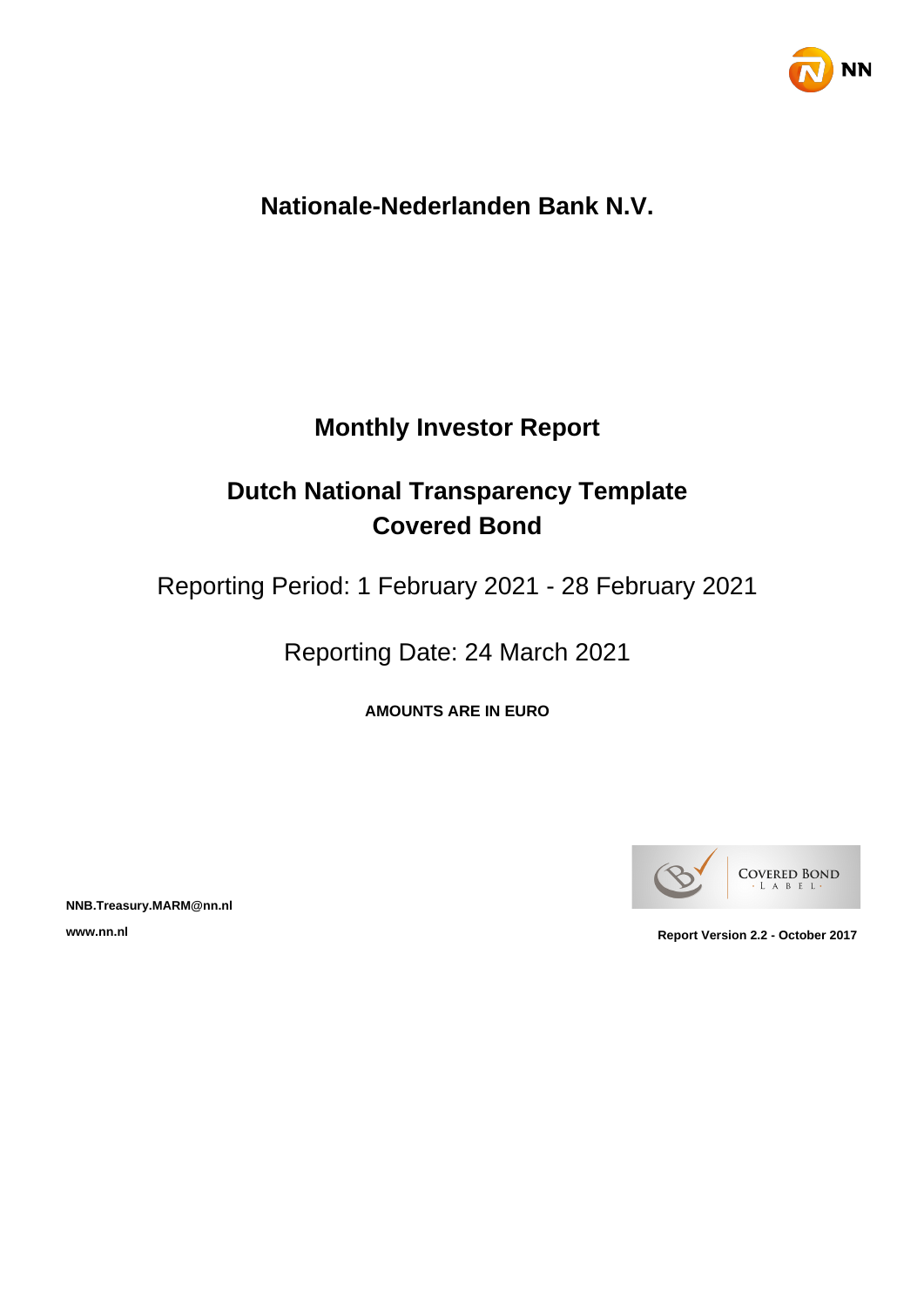# Nationale-Nederlanden Bank N.V.

## Monthly Investor Report

## Dutch National Transparency Template Covered Bond

Reporting Period: 1 February 2021 - 28 February 2021

Reporting Date: 24 March 2021

**AMOUNTS ARE IN EURO**

**NNB.Treasury.MARM@nn.nl**

**www.nn.nl**

**Report Version 2.2 - October 2017**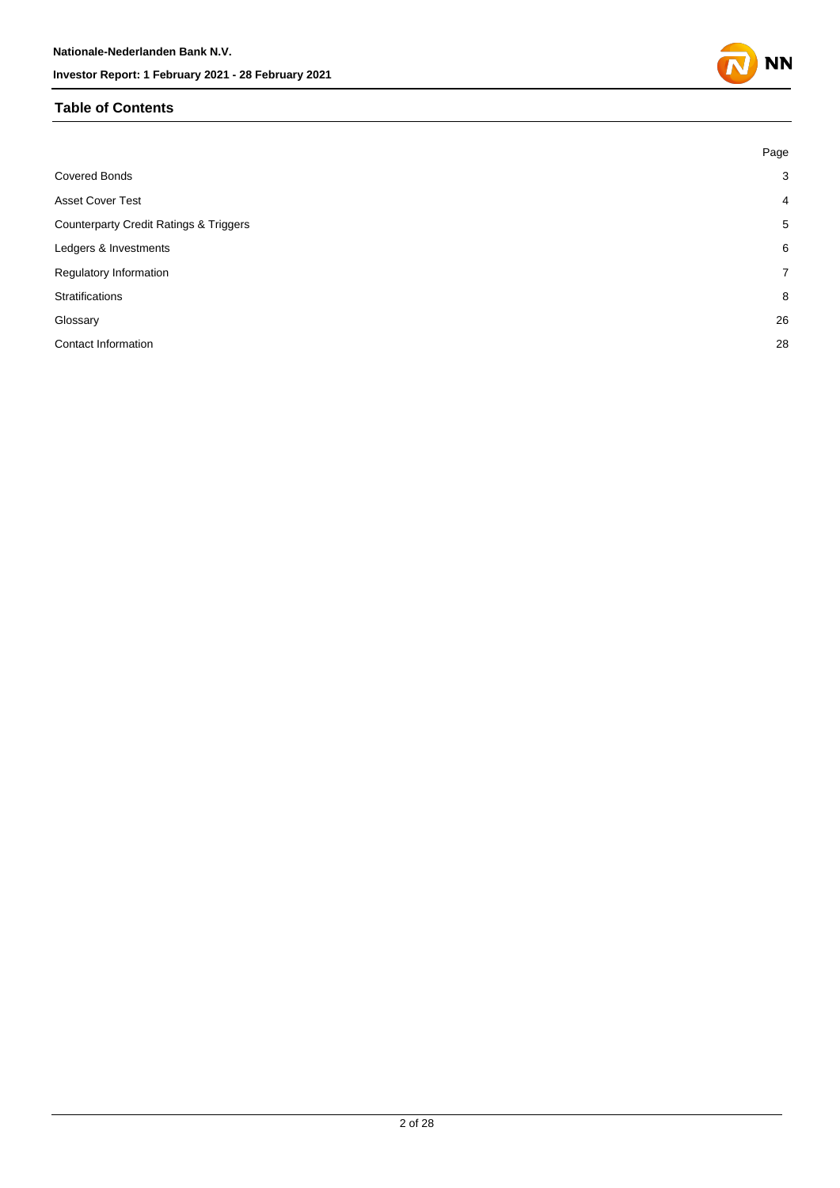## Table of Contents

| | Page |
|---|---|
| Covered Bonds | 3 |
| Asset Cover Test | 4 |
| Counterparty Credit Ratings & Triggers | 5 |
| Ledgers & Investments | 6 |
| Regulatory Information | 7 |
| Stratifications | 8 |
| Glossary | 26 |
| Contact Information | 28 |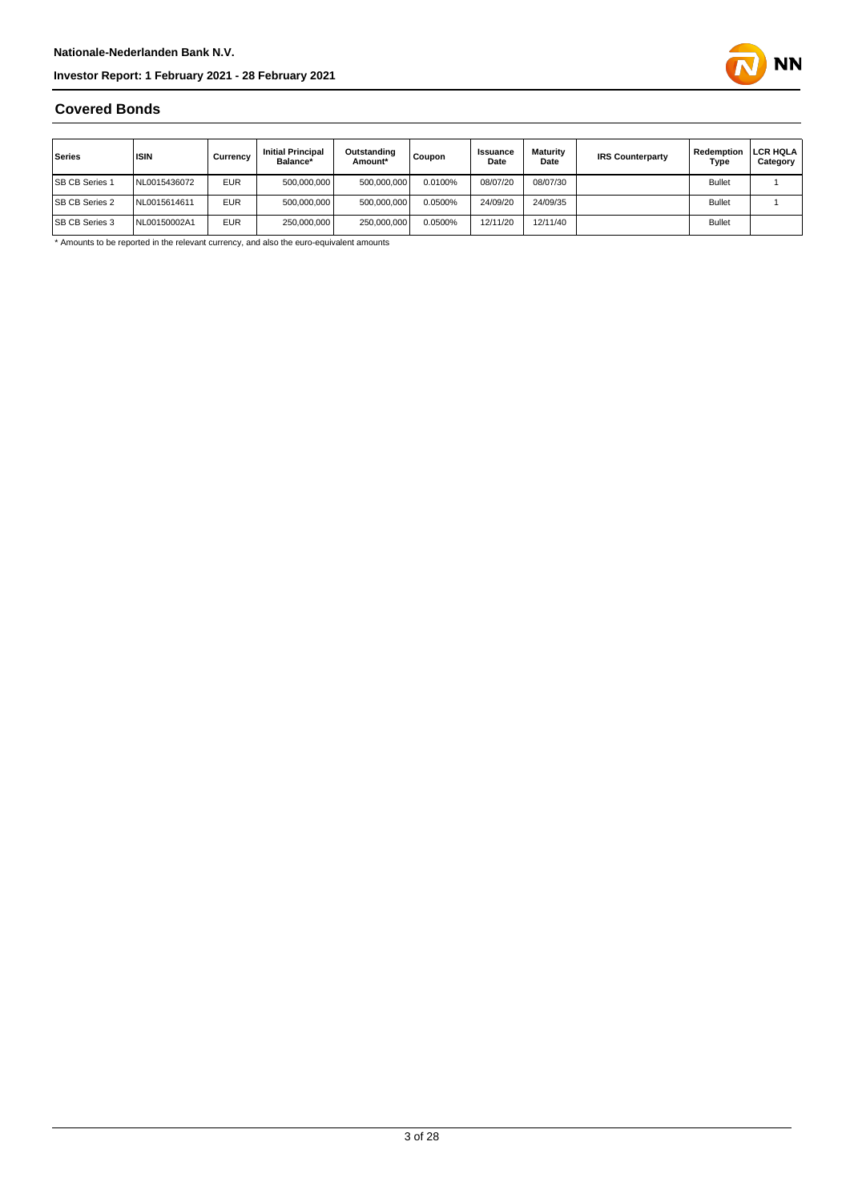## Covered Bonds

| Series | ISIN | Currency | Initial Principal Balance* | Outstanding Amount* | Coupon | Issuance Date | Maturity Date | IRS Counterparty | Redemption Type | LCR HQLA Category |
|---|---|---|---|---|---|---|---|---|---|---|
| SB CB Series 1 | NL0015436072 | EUR | 500,000,000 | 500,000,000 | 0.0100% | 08/07/20 | 08/07/30 | | Bullet | 1 |
| SB CB Series 2 | NL0015614611 | EUR | 500,000,000 | 500,000,000 | 0.0500% | 24/09/20 | 24/09/35 | | Bullet | 1 |
| SB CB Series 3 | NL00150002A1 | EUR | 250,000,000 | 250,000,000 | 0.0500% | 12/11/20 | 12/11/40 | | Bullet | |

* Amounts to be reported in the relevant currency, and also the euro-equivalent amounts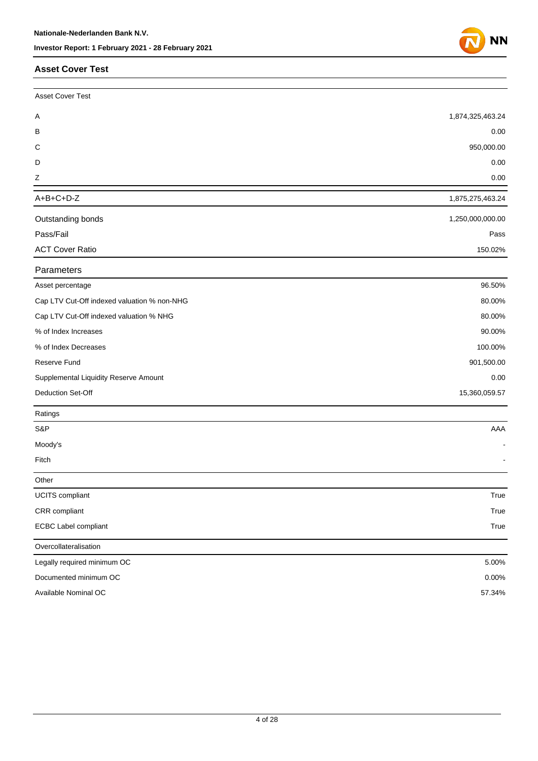## Asset Cover Test

| Asset Cover Test | |
|---|---|
| A | 1,874,325,463.24 |
| B | 0.00 |
| C | 950,000.00 |
| D | 0.00 |
| Z | 0.00 |
| A+B+C+D-Z | 1,875,275,463.24 |
| Outstanding bonds | 1,250,000,000.00 |
| Pass/Fail | Pass |
| ACT Cover Ratio | 150.02% |

| Parameters | |
|---|---|
| Asset percentage | 96.50% |
| Cap LTV Cut-Off indexed valuation % non-NHG | 80.00% |
| Cap LTV Cut-Off indexed valuation % NHG | 80.00% |
| % of Index Increases | 90.00% |
| % of Index Decreases | 100.00% |
| Reserve Fund | 901,500.00 |
| Supplemental Liquidity Reserve Amount | 0.00 |
| Deduction Set-Off | 15,360,059.57 |

| Ratings | |
|---|---|
| S&P | AAA |
| Moody's | - |
| Fitch | - |

| Other | |
|---|---|
| UCITS compliant | True |
| CRR compliant | True |
| ECBC Label compliant | True |

| Overcollateralisation | |
|---|---|
| Legally required minimum OC | 5.00% |
| Documented minimum OC | 0.00% |
| Available Nominal OC | 57.34% |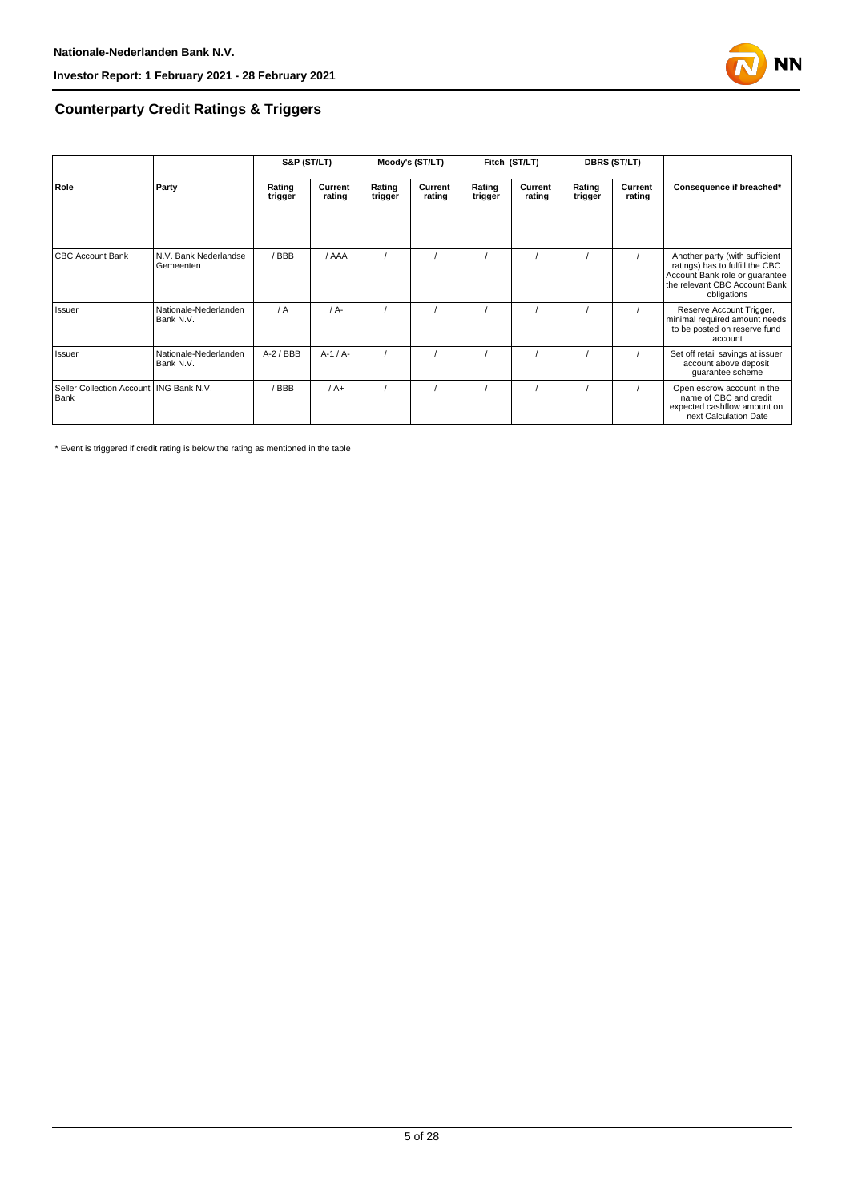## Counterparty Credit Ratings & Triggers

| | | S&P (ST/LT) | | Moody's (ST/LT) | | Fitch (ST/LT) | | DBRS (ST/LT) | | |
|---|---|---|---|---|---|---|---|---|---|---|
| **Role** | **Party** | **Rating trigger** | **Current rating** | **Rating trigger** | **Current rating** | **Rating trigger** | **Current rating** | **Rating trigger** | **Current rating** | **Consequence if breached*** |
| CBC Account Bank | N.V. Bank Nederlandse Gemeenten | / BBB | / AAA | / | / | / | / | / | / | Another party (with sufficient ratings) has to fulfill the CBC Account Bank role or guarantee the relevant CBC Account Bank obligations |
| Issuer | Nationale-Nederlanden Bank N.V. | / A | / A- | / | / | / | / | / | / | Reserve Account Trigger, minimal required amount needs to be posted on reserve fund account |
| Issuer | Nationale-Nederlanden Bank N.V. | A-2 / BBB | A-1 / A- | / | / | / | / | / | / | Set off retail savings at issuer account above deposit guarantee scheme |
| Seller Collection Account Bank | ING Bank N.V. | / BBB | / A+ | / | / | / | / | / | / | Open escrow account in the name of CBC and credit expected cashflow amount on next Calculation Date |

* Event is triggered if credit rating is below the rating as mentioned in the table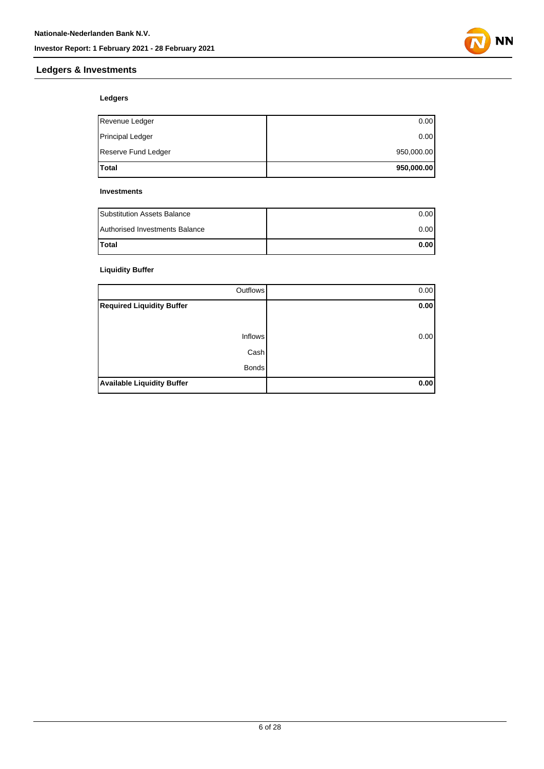## Ledgers & Investments

### Ledgers

| | |
|---|---|
| Revenue Ledger | 0.00 |
| Principal Ledger | 0.00 |
| Reserve Fund Ledger | 950,000.00 |
| **Total** | **950,000.00** |

### Investments

| | |
|---|---|
| Substitution Assets Balance | 0.00 |
| Authorised Investments Balance | 0.00 |
| **Total** | **0.00** |

### Liquidity Buffer

| | |
|---|---|
| Outflows | 0.00 |
| **Required Liquidity Buffer** | **0.00** |
| | |
| Inflows | 0.00 |
| Cash | |
| Bonds | |
| **Available Liquidity Buffer** | **0.00** |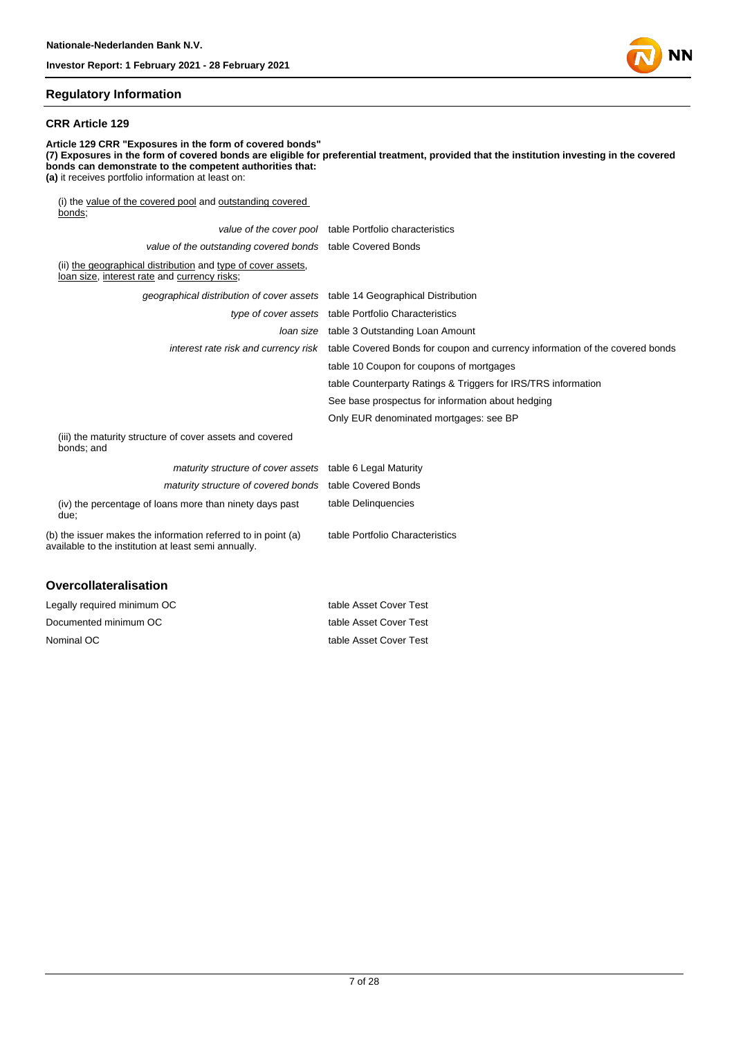## Regulatory Information

### CRR Article 129

**Article 129 CRR "Exposures in the form of covered bonds"**
**(7) Exposures in the form of covered bonds are eligible for preferential treatment, provided that the institution investing in the covered bonds can demonstrate to the competent authorities that:**
**(a)** it receives portfolio information at least on:

(i) the value of the covered pool and outstanding covered bonds;

| | |
|---|---|
| *value of the cover pool* | table Portfolio characteristics |
| *value of the outstanding covered bonds* | table Covered Bonds |

(ii) the geographical distribution and type of cover assets, loan size, interest rate and currency risks;

| | |
|---|---|
| *geographical distribution of cover assets* | table 14 Geographical Distribution |
| *type of cover assets* | table Portfolio Characteristics |
| *loan size* | table 3 Outstanding Loan Amount |
| *interest rate risk and currency risk* | table Covered Bonds for coupon and currency information of the covered bonds |
| | table 10 Coupon for coupons of mortgages |
| | table Counterparty Ratings & Triggers for IRS/TRS information |
| | See base prospectus for information about hedging |
| | Only EUR denominated mortgages: see BP |

(iii) the maturity structure of cover assets and covered bonds; and

| | |
|---|---|
| *maturity structure of cover assets* | table 6 Legal Maturity |
| *maturity structure of covered bonds* | table Covered Bonds |

| | |
|---|---|
| (iv) the percentage of loans more than ninety days past due; | table Delinquencies |
| (b) the issuer makes the information referred to in point (a) available to the institution at least semi annually. | table Portfolio Characteristics |

## Overcollateralisation

| | |
|---|---|
| Legally required minimum OC | table Asset Cover Test |
| Documented minimum OC | table Asset Cover Test |
| Nominal OC | table Asset Cover Test |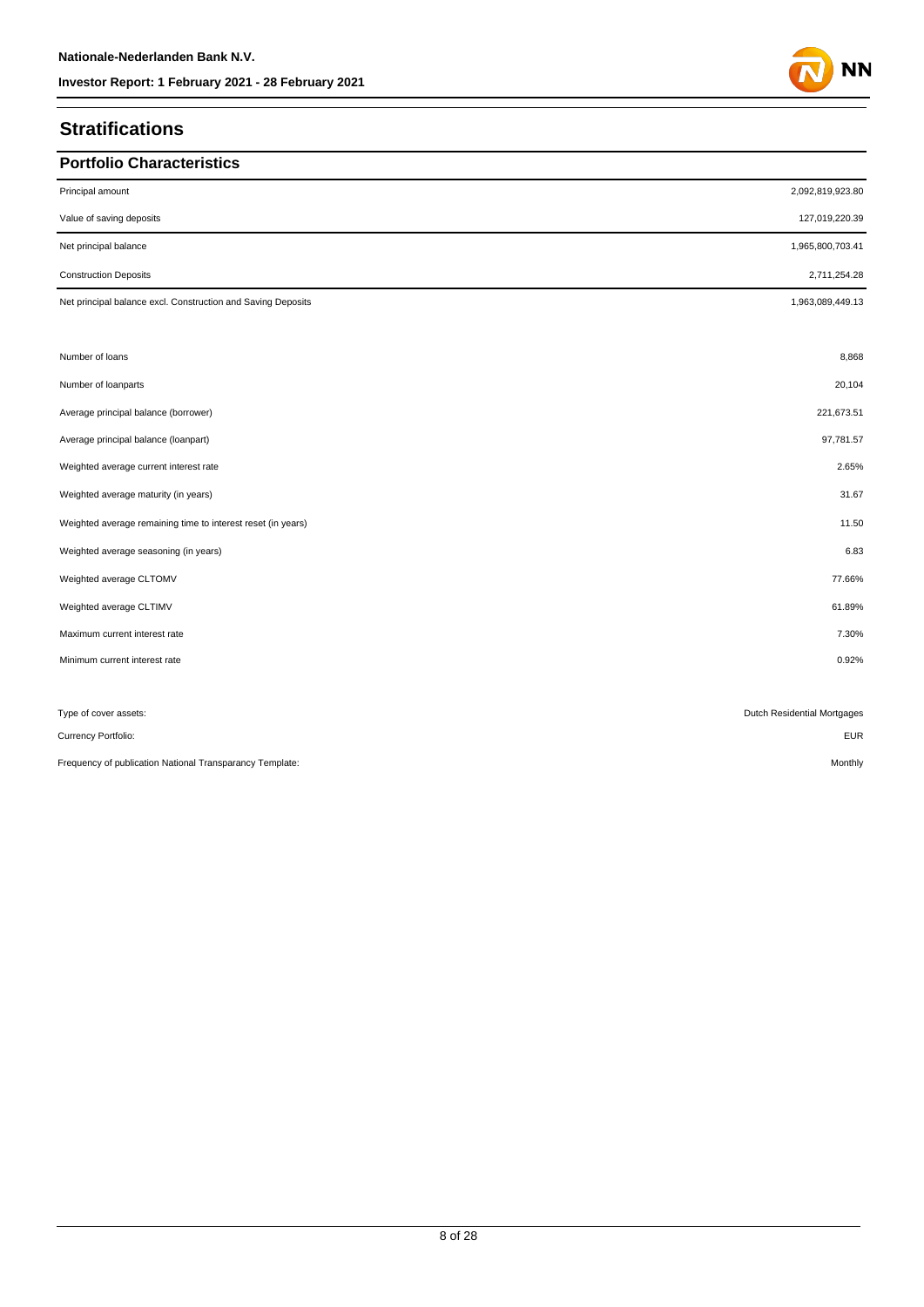## Stratifications

### Portfolio Characteristics

| | |
|---|---|
| Principal amount | 2,092,819,923.80 |
| Value of saving deposits | 127,019,220.39 |
| Net principal balance | 1,965,800,703.41 |
| Construction Deposits | 2,711,254.28 |
| Net principal balance excl. Construction and Saving Deposits | 1,963,089,449.13 |
| | |
| Number of loans | 8,868 |
| Number of loanparts | 20,104 |
| Average principal balance (borrower) | 221,673.51 |
| Average principal balance (loanpart) | 97,781.57 |
| Weighted average current interest rate | 2.65% |
| Weighted average maturity (in years) | 31.67 |
| Weighted average remaining time to interest reset (in years) | 11.50 |
| Weighted average seasoning (in years) | 6.83 |
| Weighted average CLTOMV | 77.66% |
| Weighted average CLTIMV | 61.89% |
| Maximum current interest rate | 7.30% |
| Minimum current interest rate | 0.92% |

| | |
|---|---|
| Type of cover assets: | Dutch Residential Mortgages |
| Currency Portfolio: | EUR |
| Frequency of publication National Transparancy Template: | Monthly |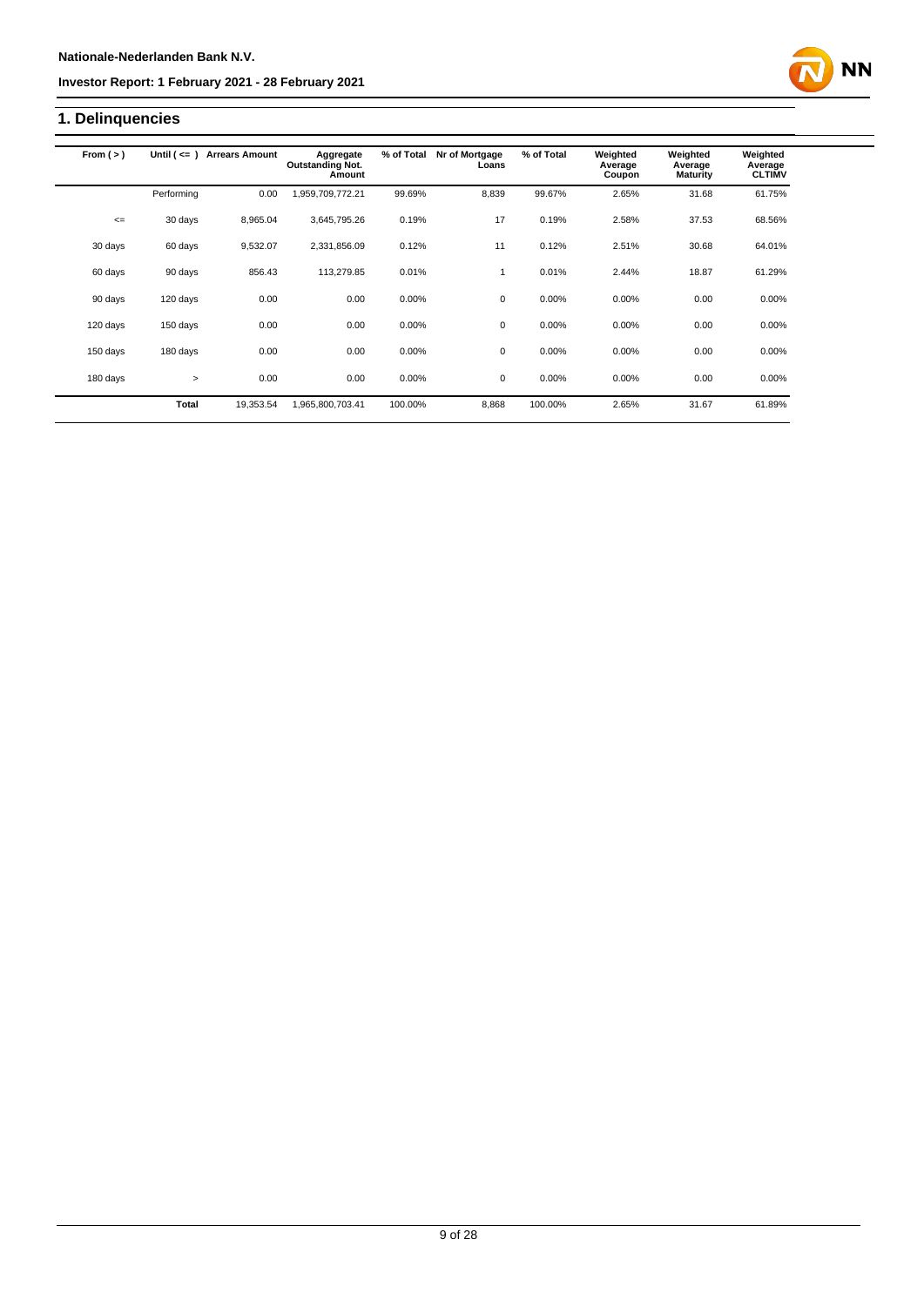## 1. Delinquencies

| From ( > ) | Until ( <= ) | Arrears Amount | Aggregate Outstanding Not. Amount | % of Total | Nr of Mortgage Loans | % of Total | Weighted Average Coupon | Weighted Average Maturity | Weighted Average CLTIMV |
|---|---|---|---|---|---|---|---|---|---|
| | Performing | 0.00 | 1,959,709,772.21 | 99.69% | 8,839 | 99.67% | 2.65% | 31.68 | 61.75% |
| <= | 30 days | 8,965.04 | 3,645,795.26 | 0.19% | 17 | 0.19% | 2.58% | 37.53 | 68.56% |
| 30 days | 60 days | 9,532.07 | 2,331,856.09 | 0.12% | 11 | 0.12% | 2.51% | 30.68 | 64.01% |
| 60 days | 90 days | 856.43 | 113,279.85 | 0.01% | 1 | 0.01% | 2.44% | 18.87 | 61.29% |
| 90 days | 120 days | 0.00 | 0.00 | 0.00% | 0 | 0.00% | 0.00% | 0.00 | 0.00% |
| 120 days | 150 days | 0.00 | 0.00 | 0.00% | 0 | 0.00% | 0.00% | 0.00 | 0.00% |
| 150 days | 180 days | 0.00 | 0.00 | 0.00% | 0 | 0.00% | 0.00% | 0.00 | 0.00% |
| 180 days | > | 0.00 | 0.00 | 0.00% | 0 | 0.00% | 0.00% | 0.00 | 0.00% |
| | **Total** | 19,353.54 | 1,965,800,703.41 | 100.00% | 8,868 | 100.00% | 2.65% | 31.67 | 61.89% |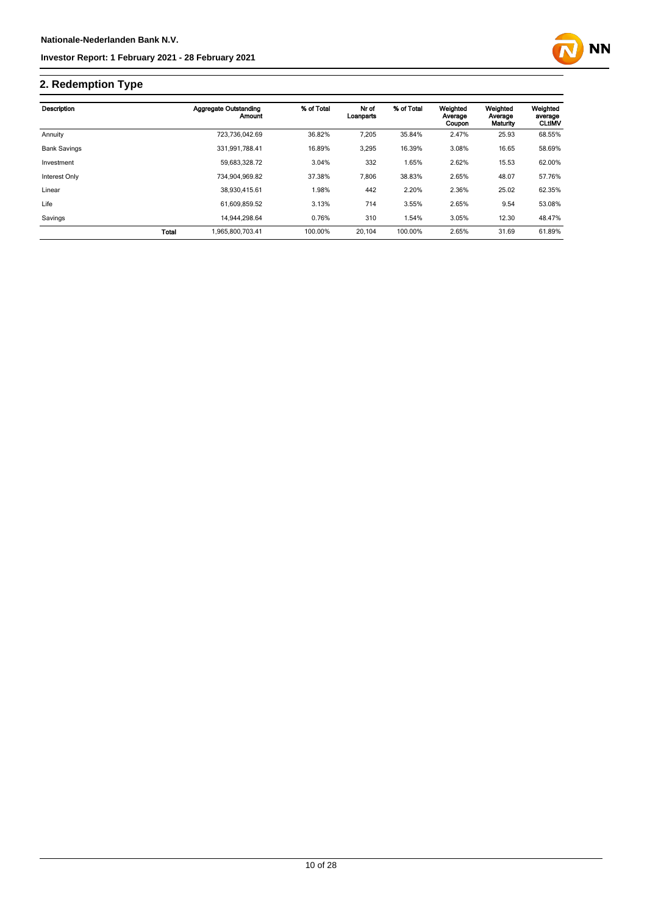## 2. Redemption Type

| Description | | Aggregate Outstanding Amount | % of Total | Nr of Loanparts | % of Total | Weighted Average Coupon | Weighted Average Maturity | Weighted average CLtIMV |
|---|---|---|---|---|---|---|---|---|
| Annuity | | 723,736,042.69 | 36.82% | 7,205 | 35.84% | 2.47% | 25.93 | 68.55% |
| Bank Savings | | 331,991,788.41 | 16.89% | 3,295 | 16.39% | 3.08% | 16.65 | 58.69% |
| Investment | | 59,683,328.72 | 3.04% | 332 | 1.65% | 2.62% | 15.53 | 62.00% |
| Interest Only | | 734,904,969.82 | 37.38% | 7,806 | 38.83% | 2.65% | 48.07 | 57.76% |
| Linear | | 38,930,415.61 | 1.98% | 442 | 2.20% | 2.36% | 25.02 | 62.35% |
| Life | | 61,609,859.52 | 3.13% | 714 | 3.55% | 2.65% | 9.54 | 53.08% |
| Savings | | 14,944,298.64 | 0.76% | 310 | 1.54% | 3.05% | 12.30 | 48.47% |
| | **Total** | 1,965,800,703.41 | 100.00% | 20,104 | 100.00% | 2.65% | 31.69 | 61.89% |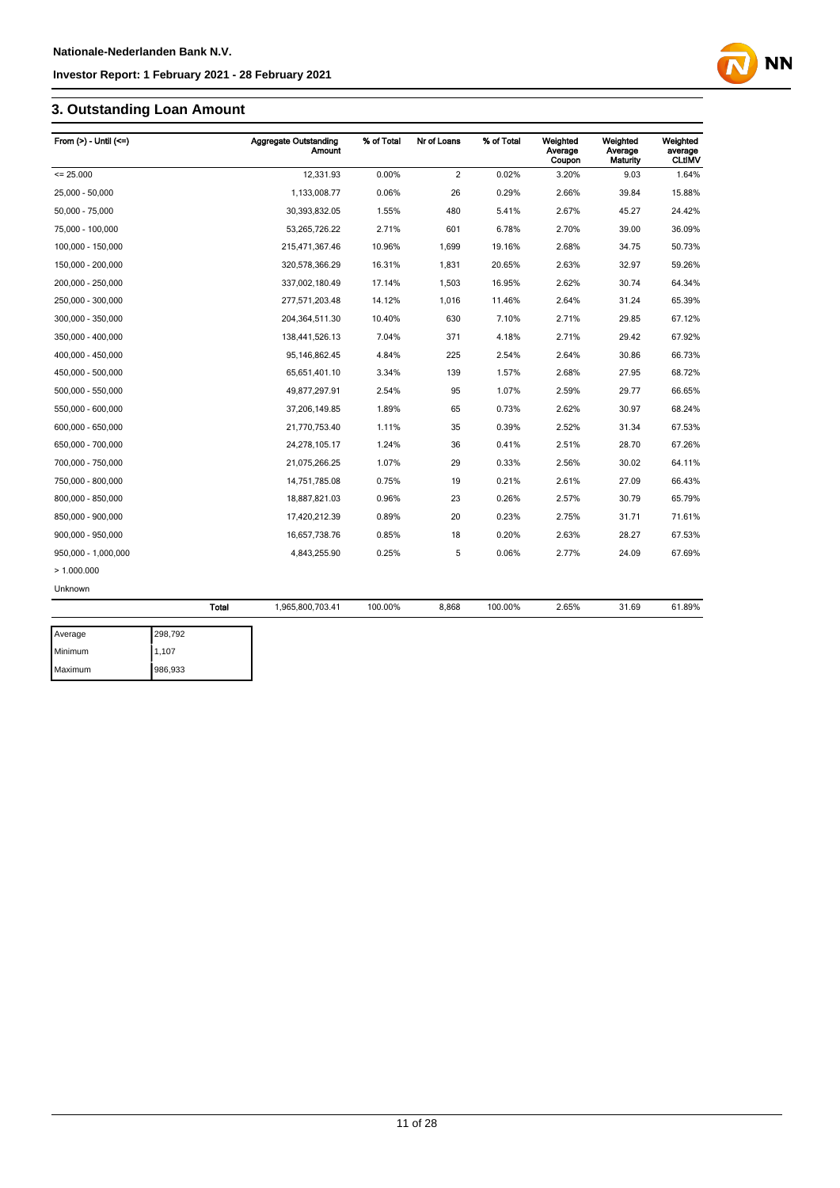## 3. Outstanding Loan Amount

| From (>) - Until (<=) | | Aggregate Outstanding Amount | % of Total | Nr of Loans | % of Total | Weighted Average Coupon | Weighted Average Maturity | Weighted average CLtIMV |
|---|---|---|---|---|---|---|---|---|
| <= 25.000 | | 12,331.93 | 0.00% | 2 | 0.02% | 3.20% | 9.03 | 1.64% |
| 25,000 - 50,000 | | 1,133,008.77 | 0.06% | 26 | 0.29% | 2.66% | 39.84 | 15.88% |
| 50,000 - 75,000 | | 30,393,832.05 | 1.55% | 480 | 5.41% | 2.67% | 45.27 | 24.42% |
| 75,000 - 100,000 | | 53,265,726.22 | 2.71% | 601 | 6.78% | 2.70% | 39.00 | 36.09% |
| 100,000 - 150,000 | | 215,471,367.46 | 10.96% | 1,699 | 19.16% | 2.68% | 34.75 | 50.73% |
| 150,000 - 200,000 | | 320,578,366.29 | 16.31% | 1,831 | 20.65% | 2.63% | 32.97 | 59.26% |
| 200,000 - 250,000 | | 337,002,180.49 | 17.14% | 1,503 | 16.95% | 2.62% | 30.74 | 64.34% |
| 250,000 - 300,000 | | 277,571,203.48 | 14.12% | 1,016 | 11.46% | 2.64% | 31.24 | 65.39% |
| 300,000 - 350,000 | | 204,364,511.30 | 10.40% | 630 | 7.10% | 2.71% | 29.85 | 67.12% |
| 350,000 - 400,000 | | 138,441,526.13 | 7.04% | 371 | 4.18% | 2.71% | 29.42 | 67.92% |
| 400,000 - 450,000 | | 95,146,862.45 | 4.84% | 225 | 2.54% | 2.64% | 30.86 | 66.73% |
| 450,000 - 500,000 | | 65,651,401.10 | 3.34% | 139 | 1.57% | 2.68% | 27.95 | 68.72% |
| 500,000 - 550,000 | | 49,877,297.91 | 2.54% | 95 | 1.07% | 2.59% | 29.77 | 66.65% |
| 550,000 - 600,000 | | 37,206,149.85 | 1.89% | 65 | 0.73% | 2.62% | 30.97 | 68.24% |
| 600,000 - 650,000 | | 21,770,753.40 | 1.11% | 35 | 0.39% | 2.52% | 31.34 | 67.53% |
| 650,000 - 700,000 | | 24,278,105.17 | 1.24% | 36 | 0.41% | 2.51% | 28.70 | 67.26% |
| 700,000 - 750,000 | | 21,075,266.25 | 1.07% | 29 | 0.33% | 2.56% | 30.02 | 64.11% |
| 750,000 - 800,000 | | 14,751,785.08 | 0.75% | 19 | 0.21% | 2.61% | 27.09 | 66.43% |
| 800,000 - 850,000 | | 18,887,821.03 | 0.96% | 23 | 0.26% | 2.57% | 30.79 | 65.79% |
| 850,000 - 900,000 | | 17,420,212.39 | 0.89% | 20 | 0.23% | 2.75% | 31.71 | 71.61% |
| 900,000 - 950,000 | | 16,657,738.76 | 0.85% | 18 | 0.20% | 2.63% | 28.27 | 67.53% |
| 950,000 - 1,000,000 | | 4,843,255.90 | 0.25% | 5 | 0.06% | 2.77% | 24.09 | 67.69% |
| > 1.000.000 | | | | | | | | |
| Unknown | | | | | | | | |
| | Total | 1,965,800,703.41 | 100.00% | 8,868 | 100.00% | 2.65% | 31.69 | 61.89% |

| | |
|---|---|
| Average | 298,792 |
| Minimum | 1,107 |
| Maximum | 986,933 |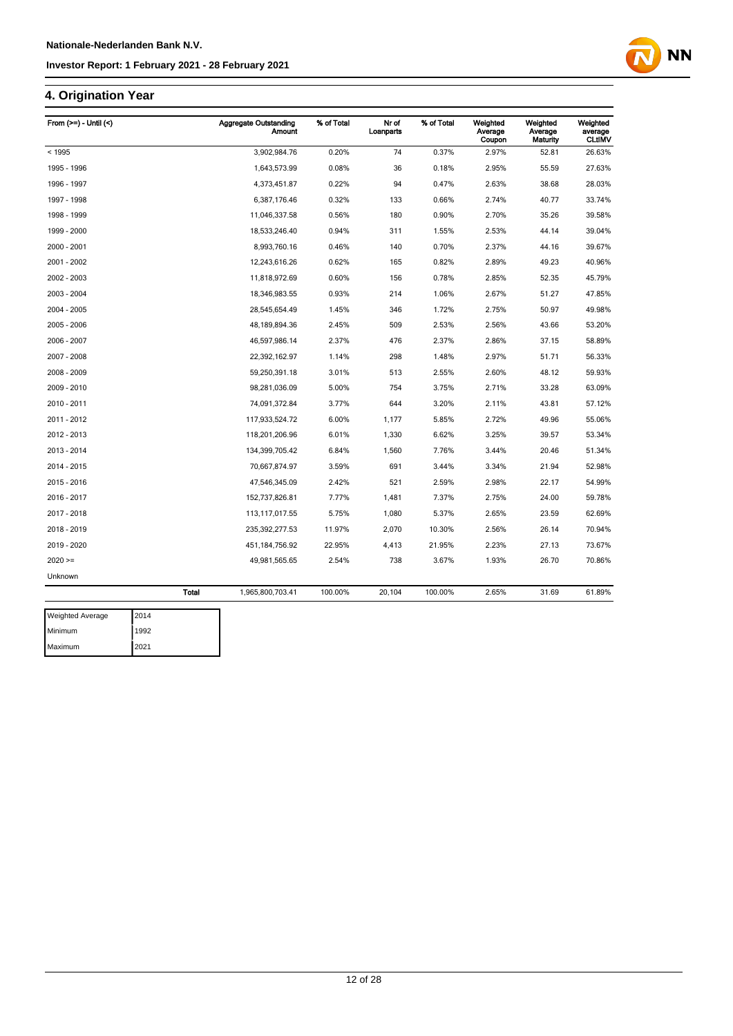## 4. Origination Year

| From (>=) - Until (<) | Aggregate Outstanding Amount | % of Total | Nr of Loanparts | % of Total | Weighted Average Coupon | Weighted Average Maturity | Weighted average CLtIMV |
|---|---|---|---|---|---|---|---|
| < 1995 | 3,902,984.76 | 0.20% | 74 | 0.37% | 2.97% | 52.81 | 26.63% |
| 1995 - 1996 | 1,643,573.99 | 0.08% | 36 | 0.18% | 2.95% | 55.59 | 27.63% |
| 1996 - 1997 | 4,373,451.87 | 0.22% | 94 | 0.47% | 2.63% | 38.68 | 28.03% |
| 1997 - 1998 | 6,387,176.46 | 0.32% | 133 | 0.66% | 2.74% | 40.77 | 33.74% |
| 1998 - 1999 | 11,046,337.58 | 0.56% | 180 | 0.90% | 2.70% | 35.26 | 39.58% |
| 1999 - 2000 | 18,533,246.40 | 0.94% | 311 | 1.55% | 2.53% | 44.14 | 39.04% |
| 2000 - 2001 | 8,993,760.16 | 0.46% | 140 | 0.70% | 2.37% | 44.16 | 39.67% |
| 2001 - 2002 | 12,243,616.26 | 0.62% | 165 | 0.82% | 2.89% | 49.23 | 40.96% |
| 2002 - 2003 | 11,818,972.69 | 0.60% | 156 | 0.78% | 2.85% | 52.35 | 45.79% |
| 2003 - 2004 | 18,346,983.55 | 0.93% | 214 | 1.06% | 2.67% | 51.27 | 47.85% |
| 2004 - 2005 | 28,545,654.49 | 1.45% | 346 | 1.72% | 2.75% | 50.97 | 49.98% |
| 2005 - 2006 | 48,189,894.36 | 2.45% | 509 | 2.53% | 2.56% | 43.66 | 53.20% |
| 2006 - 2007 | 46,597,986.14 | 2.37% | 476 | 2.37% | 2.86% | 37.15 | 58.89% |
| 2007 - 2008 | 22,392,162.97 | 1.14% | 298 | 1.48% | 2.97% | 51.71 | 56.33% |
| 2008 - 2009 | 59,250,391.18 | 3.01% | 513 | 2.55% | 2.60% | 48.12 | 59.93% |
| 2009 - 2010 | 98,281,036.09 | 5.00% | 754 | 3.75% | 2.71% | 33.28 | 63.09% |
| 2010 - 2011 | 74,091,372.84 | 3.77% | 644 | 3.20% | 2.11% | 43.81 | 57.12% |
| 2011 - 2012 | 117,933,524.72 | 6.00% | 1,177 | 5.85% | 2.72% | 49.96 | 55.06% |
| 2012 - 2013 | 118,201,206.96 | 6.01% | 1,330 | 6.62% | 3.25% | 39.57 | 53.34% |
| 2013 - 2014 | 134,399,705.42 | 6.84% | 1,560 | 7.76% | 3.44% | 20.46 | 51.34% |
| 2014 - 2015 | 70,667,874.97 | 3.59% | 691 | 3.44% | 3.34% | 21.94 | 52.98% |
| 2015 - 2016 | 47,546,345.09 | 2.42% | 521 | 2.59% | 2.98% | 22.17 | 54.99% |
| 2016 - 2017 | 152,737,826.81 | 7.77% | 1,481 | 7.37% | 2.75% | 24.00 | 59.78% |
| 2017 - 2018 | 113,117,017.55 | 5.75% | 1,080 | 5.37% | 2.65% | 23.59 | 62.69% |
| 2018 - 2019 | 235,392,277.53 | 11.97% | 2,070 | 10.30% | 2.56% | 26.14 | 70.94% |
| 2019 - 2020 | 451,184,756.92 | 22.95% | 4,413 | 21.95% | 2.23% | 27.13 | 73.67% |
| 2020 >= | 49,981,565.65 | 2.54% | 738 | 3.67% | 1.93% | 26.70 | 70.86% |
| Unknown | | | | | | | |
| Total | 1,965,800,703.41 | 100.00% | 20,104 | 100.00% | 2.65% | 31.69 | 61.89% |

| Weighted Average | 2014 |
|---|---|
| Minimum | 1992 |
| Maximum | 2021 |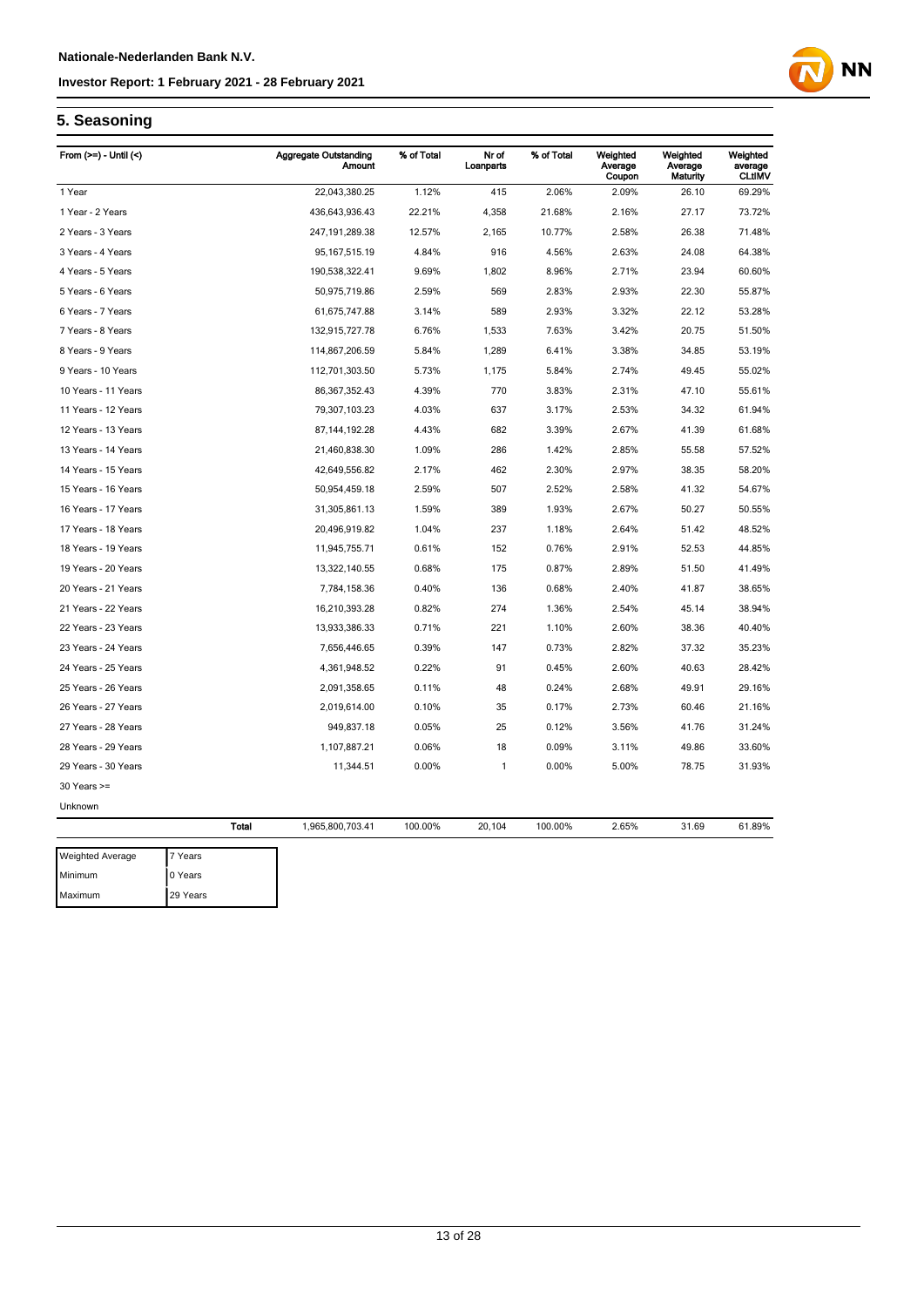## 5. Seasoning

| From (>=) - Until (<) | | Aggregate Outstanding Amount | % of Total | Nr of Loanparts | % of Total | Weighted Average Coupon | Weighted Average Maturity | Weighted average CLtIMV |
|---|---|---|---|---|---|---|---|---|
| 1 Year | | 22,043,380.25 | 1.12% | 415 | 2.06% | 2.09% | 26.10 | 69.29% |
| 1 Year - 2 Years | | 436,643,936.43 | 22.21% | 4,358 | 21.68% | 2.16% | 27.17 | 73.72% |
| 2 Years - 3 Years | | 247,191,289.38 | 12.57% | 2,165 | 10.77% | 2.58% | 26.38 | 71.48% |
| 3 Years - 4 Years | | 95,167,515.19 | 4.84% | 916 | 4.56% | 2.63% | 24.08 | 64.38% |
| 4 Years - 5 Years | | 190,538,322.41 | 9.69% | 1,802 | 8.96% | 2.71% | 23.94 | 60.60% |
| 5 Years - 6 Years | | 50,975,719.86 | 2.59% | 569 | 2.83% | 2.93% | 22.30 | 55.87% |
| 6 Years - 7 Years | | 61,675,747.88 | 3.14% | 589 | 2.93% | 3.32% | 22.12 | 53.28% |
| 7 Years - 8 Years | | 132,915,727.78 | 6.76% | 1,533 | 7.63% | 3.42% | 20.75 | 51.50% |
| 8 Years - 9 Years | | 114,867,206.59 | 5.84% | 1,289 | 6.41% | 3.38% | 34.85 | 53.19% |
| 9 Years - 10 Years | | 112,701,303.50 | 5.73% | 1,175 | 5.84% | 2.74% | 49.45 | 55.02% |
| 10 Years - 11 Years | | 86,367,352.43 | 4.39% | 770 | 3.83% | 2.31% | 47.10 | 55.61% |
| 11 Years - 12 Years | | 79,307,103.23 | 4.03% | 637 | 3.17% | 2.53% | 34.32 | 61.94% |
| 12 Years - 13 Years | | 87,144,192.28 | 4.43% | 682 | 3.39% | 2.67% | 41.39 | 61.68% |
| 13 Years - 14 Years | | 21,460,838.30 | 1.09% | 286 | 1.42% | 2.85% | 55.58 | 57.52% |
| 14 Years - 15 Years | | 42,649,556.82 | 2.17% | 462 | 2.30% | 2.97% | 38.35 | 58.20% |
| 15 Years - 16 Years | | 50,954,459.18 | 2.59% | 507 | 2.52% | 2.58% | 41.32 | 54.67% |
| 16 Years - 17 Years | | 31,305,861.13 | 1.59% | 389 | 1.93% | 2.67% | 50.27 | 50.55% |
| 17 Years - 18 Years | | 20,496,919.82 | 1.04% | 237 | 1.18% | 2.64% | 51.42 | 48.52% |
| 18 Years - 19 Years | | 11,945,755.71 | 0.61% | 152 | 0.76% | 2.91% | 52.53 | 44.85% |
| 19 Years - 20 Years | | 13,322,140.55 | 0.68% | 175 | 0.87% | 2.89% | 51.50 | 41.49% |
| 20 Years - 21 Years | | 7,784,158.36 | 0.40% | 136 | 0.68% | 2.40% | 41.87 | 38.65% |
| 21 Years - 22 Years | | 16,210,393.28 | 0.82% | 274 | 1.36% | 2.54% | 45.14 | 38.94% |
| 22 Years - 23 Years | | 13,933,386.33 | 0.71% | 221 | 1.10% | 2.60% | 38.36 | 40.40% |
| 23 Years - 24 Years | | 7,656,446.65 | 0.39% | 147 | 0.73% | 2.82% | 37.32 | 35.23% |
| 24 Years - 25 Years | | 4,361,948.52 | 0.22% | 91 | 0.45% | 2.60% | 40.63 | 28.42% |
| 25 Years - 26 Years | | 2,091,358.65 | 0.11% | 48 | 0.24% | 2.68% | 49.91 | 29.16% |
| 26 Years - 27 Years | | 2,019,614.00 | 0.10% | 35 | 0.17% | 2.73% | 60.46 | 21.16% |
| 27 Years - 28 Years | | 949,837.18 | 0.05% | 25 | 0.12% | 3.56% | 41.76 | 31.24% |
| 28 Years - 29 Years | | 1,107,887.21 | 0.06% | 18 | 0.09% | 3.11% | 49.86 | 33.60% |
| 29 Years - 30 Years | | 11,344.51 | 0.00% | 1 | 0.00% | 5.00% | 78.75 | 31.93% |
| 30 Years >= | | | | | | | | |
| Unknown | | | | | | | | |
| | **Total** | 1,965,800,703.41 | 100.00% | 20,104 | 100.00% | 2.65% | 31.69 | 61.89% |

| | |
|---|---|
| Weighted Average | 7 Years |
| Minimum | 0 Years |
| Maximum | 29 Years |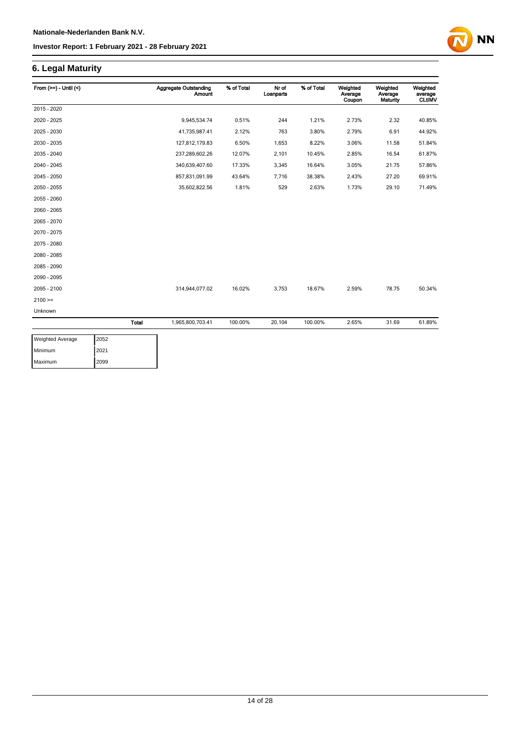## 6. Legal Maturity

| From (>=) - Until (<) | Aggregate Outstanding Amount | % of Total | Nr of Loanparts | % of Total | Weighted Average Coupon | Weighted Average Maturity | Weighted average CLtIMV |
|---|---|---|---|---|---|---|---|
| 2015 - 2020 | | | | | | | |
| 2020 - 2025 | 9,945,534.74 | 0.51% | 244 | 1.21% | 2.73% | 2.32 | 40.85% |
| 2025 - 2030 | 41,735,987.41 | 2.12% | 763 | 3.80% | 2.79% | 6.91 | 44.92% |
| 2030 - 2035 | 127,812,179.83 | 6.50% | 1,653 | 8.22% | 3.06% | 11.58 | 51.84% |
| 2035 - 2040 | 237,289,602.26 | 12.07% | 2,101 | 10.45% | 2.85% | 16.54 | 61.87% |
| 2040 - 2045 | 340,639,407.60 | 17.33% | 3,345 | 16.64% | 3.05% | 21.75 | 57.86% |
| 2045 - 2050 | 857,831,091.99 | 43.64% | 7,716 | 38.38% | 2.43% | 27.20 | 69.91% |
| 2050 - 2055 | 35,602,822.56 | 1.81% | 529 | 2.63% | 1.73% | 29.10 | 71.49% |
| 2055 - 2060 | | | | | | | |
| 2060 - 2065 | | | | | | | |
| 2065 - 2070 | | | | | | | |
| 2070 - 2075 | | | | | | | |
| 2075 - 2080 | | | | | | | |
| 2080 - 2085 | | | | | | | |
| 2085 - 2090 | | | | | | | |
| 2090 - 2095 | | | | | | | |
| 2095 - 2100 | 314,944,077.02 | 16.02% | 3,753 | 18.67% | 2.59% | 78.75 | 50.34% |
| 2100 >= | | | | | | | |
| Unknown | | | | | | | |
| **Total** | 1,965,800,703.41 | 100.00% | 20,104 | 100.00% | 2.65% | 31.69 | 61.89% |

| | |
|---|---|
| Weighted Average | 2052 |
| Minimum | 2021 |
| Maximum | 2099 |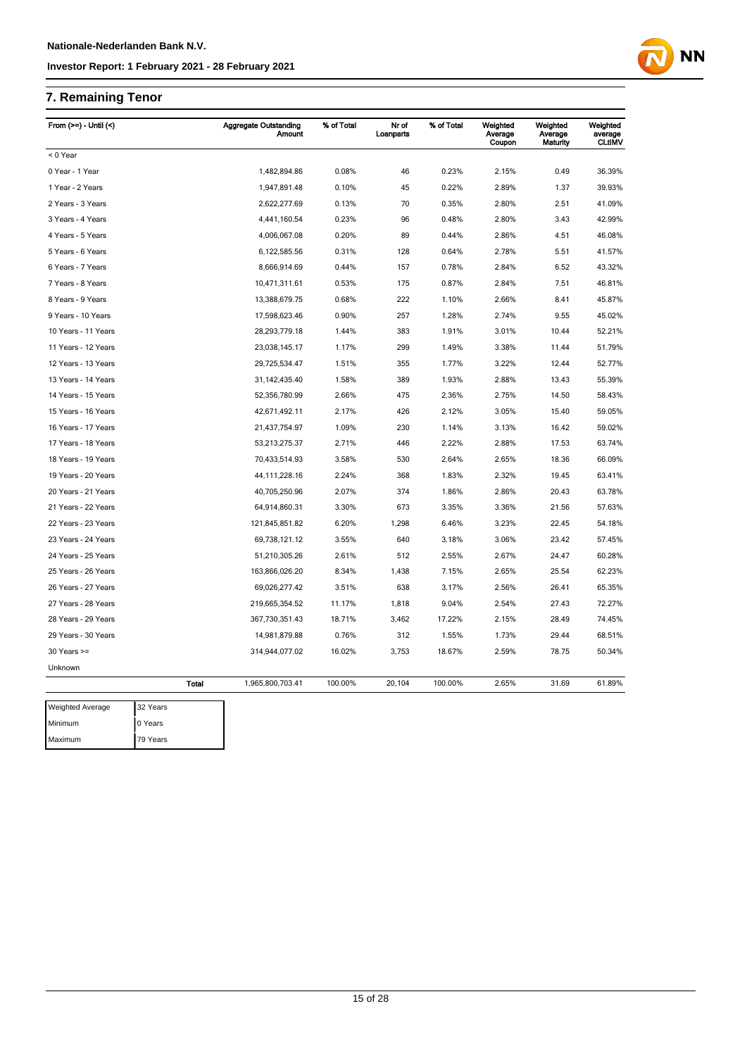## 7. Remaining Tenor

| From (>=) - Until (<) | | Aggregate Outstanding Amount | % of Total | Nr of Loanparts | % of Total | Weighted Average Coupon | Weighted Average Maturity | Weighted average CLtIMV |
|---|---|---|---|---|---|---|---|---|
| < 0 Year | | | | | | | | |
| 0 Year - 1 Year | | 1,482,894.86 | 0.08% | 46 | 0.23% | 2.15% | 0.49 | 36.39% |
| 1 Year - 2 Years | | 1,947,891.48 | 0.10% | 45 | 0.22% | 2.89% | 1.37 | 39.93% |
| 2 Years - 3 Years | | 2,622,277.69 | 0.13% | 70 | 0.35% | 2.80% | 2.51 | 41.09% |
| 3 Years - 4 Years | | 4,441,160.54 | 0.23% | 96 | 0.48% | 2.80% | 3.43 | 42.99% |
| 4 Years - 5 Years | | 4,006,067.08 | 0.20% | 89 | 0.44% | 2.86% | 4.51 | 46.08% |
| 5 Years - 6 Years | | 6,122,585.56 | 0.31% | 128 | 0.64% | 2.78% | 5.51 | 41.57% |
| 6 Years - 7 Years | | 8,666,914.69 | 0.44% | 157 | 0.78% | 2.84% | 6.52 | 43.32% |
| 7 Years - 8 Years | | 10,471,311.61 | 0.53% | 175 | 0.87% | 2.84% | 7.51 | 46.81% |
| 8 Years - 9 Years | | 13,388,679.75 | 0.68% | 222 | 1.10% | 2.66% | 8.41 | 45.87% |
| 9 Years - 10 Years | | 17,598,623.46 | 0.90% | 257 | 1.28% | 2.74% | 9.55 | 45.02% |
| 10 Years - 11 Years | | 28,293,779.18 | 1.44% | 383 | 1.91% | 3.01% | 10.44 | 52.21% |
| 11 Years - 12 Years | | 23,038,145.17 | 1.17% | 299 | 1.49% | 3.38% | 11.44 | 51.79% |
| 12 Years - 13 Years | | 29,725,534.47 | 1.51% | 355 | 1.77% | 3.22% | 12.44 | 52.77% |
| 13 Years - 14 Years | | 31,142,435.40 | 1.58% | 389 | 1.93% | 2.88% | 13.43 | 55.39% |
| 14 Years - 15 Years | | 52,356,780.99 | 2.66% | 475 | 2.36% | 2.75% | 14.50 | 58.43% |
| 15 Years - 16 Years | | 42,671,492.11 | 2.17% | 426 | 2.12% | 3.05% | 15.40 | 59.05% |
| 16 Years - 17 Years | | 21,437,754.97 | 1.09% | 230 | 1.14% | 3.13% | 16.42 | 59.02% |
| 17 Years - 18 Years | | 53,213,275.37 | 2.71% | 446 | 2.22% | 2.88% | 17.53 | 63.74% |
| 18 Years - 19 Years | | 70,433,514.93 | 3.58% | 530 | 2.64% | 2.65% | 18.36 | 66.09% |
| 19 Years - 20 Years | | 44,111,228.16 | 2.24% | 368 | 1.83% | 2.32% | 19.45 | 63.41% |
| 20 Years - 21 Years | | 40,705,250.96 | 2.07% | 374 | 1.86% | 2.86% | 20.43 | 63.78% |
| 21 Years - 22 Years | | 64,914,860.31 | 3.30% | 673 | 3.35% | 3.36% | 21.56 | 57.63% |
| 22 Years - 23 Years | | 121,845,851.82 | 6.20% | 1,298 | 6.46% | 3.23% | 22.45 | 54.18% |
| 23 Years - 24 Years | | 69,738,121.12 | 3.55% | 640 | 3.18% | 3.06% | 23.42 | 57.45% |
| 24 Years - 25 Years | | 51,210,305.26 | 2.61% | 512 | 2.55% | 2.67% | 24.47 | 60.28% |
| 25 Years - 26 Years | | 163,866,026.20 | 8.34% | 1,438 | 7.15% | 2.65% | 25.54 | 62.23% |
| 26 Years - 27 Years | | 69,026,277.42 | 3.51% | 638 | 3.17% | 2.56% | 26.41 | 65.35% |
| 27 Years - 28 Years | | 219,665,354.52 | 11.17% | 1,818 | 9.04% | 2.54% | 27.43 | 72.27% |
| 28 Years - 29 Years | | 367,730,351.43 | 18.71% | 3,462 | 17.22% | 2.15% | 28.49 | 74.45% |
| 29 Years - 30 Years | | 14,981,879.88 | 0.76% | 312 | 1.55% | 1.73% | 29.44 | 68.51% |
| 30 Years >= | | 314,944,077.02 | 16.02% | 3,753 | 18.67% | 2.59% | 78.75 | 50.34% |
| Unknown | | | | | | | | |
| | **Total** | 1,965,800,703.41 | 100.00% | 20,104 | 100.00% | 2.65% | 31.69 | 61.89% |

| Weighted Average | 32 Years |
|---|---|
| Minimum | 0 Years |
| Maximum | 79 Years |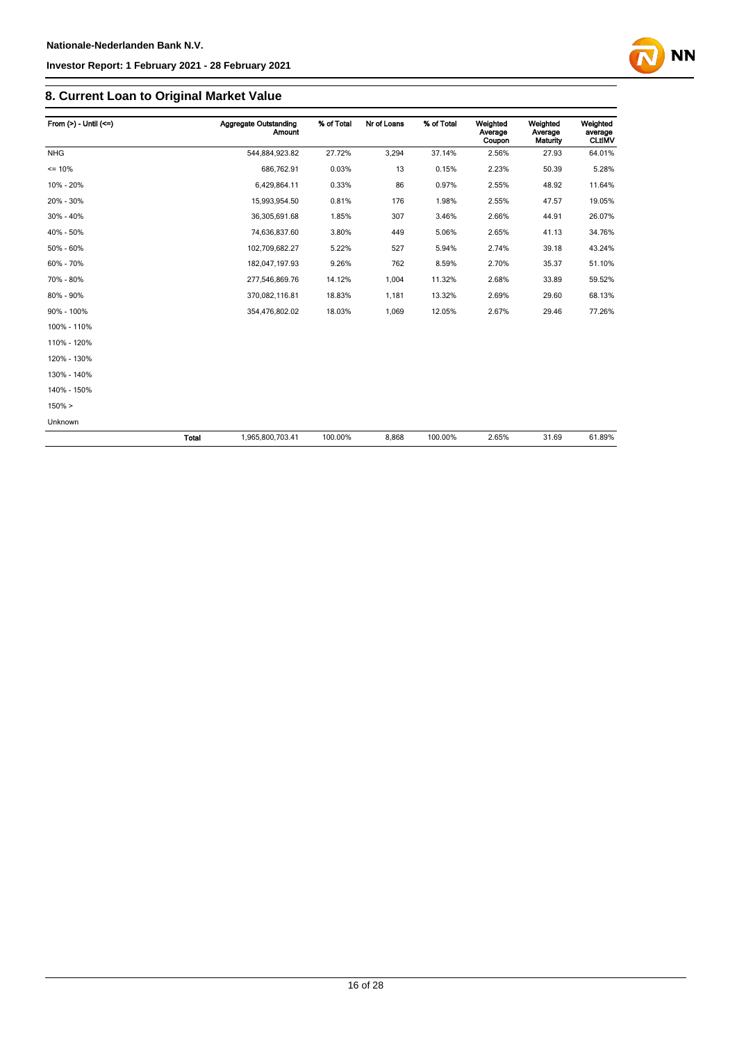## 8. Current Loan to Original Market Value

| From (>) - Until (<=) | | Aggregate Outstanding Amount | % of Total | Nr of Loans | % of Total | Weighted Average Coupon | Weighted Average Maturity | Weighted average CLtIMV |
|---|---|---|---|---|---|---|---|---|
| NHG | | 544,884,923.82 | 27.72% | 3,294 | 37.14% | 2.56% | 27.93 | 64.01% |
| <= 10% | | 686,762.91 | 0.03% | 13 | 0.15% | 2.23% | 50.39 | 5.28% |
| 10% - 20% | | 6,429,864.11 | 0.33% | 86 | 0.97% | 2.55% | 48.92 | 11.64% |
| 20% - 30% | | 15,993,954.50 | 0.81% | 176 | 1.98% | 2.55% | 47.57 | 19.05% |
| 30% - 40% | | 36,305,691.68 | 1.85% | 307 | 3.46% | 2.66% | 44.91 | 26.07% |
| 40% - 50% | | 74,636,837.60 | 3.80% | 449 | 5.06% | 2.65% | 41.13 | 34.76% |
| 50% - 60% | | 102,709,682.27 | 5.22% | 527 | 5.94% | 2.74% | 39.18 | 43.24% |
| 60% - 70% | | 182,047,197.93 | 9.26% | 762 | 8.59% | 2.70% | 35.37 | 51.10% |
| 70% - 80% | | 277,546,869.76 | 14.12% | 1,004 | 11.32% | 2.68% | 33.89 | 59.52% |
| 80% - 90% | | 370,082,116.81 | 18.83% | 1,181 | 13.32% | 2.69% | 29.60 | 68.13% |
| 90% - 100% | | 354,476,802.02 | 18.03% | 1,069 | 12.05% | 2.67% | 29.46 | 77.26% |
| 100% - 110% | | | | | | | | |
| 110% - 120% | | | | | | | | |
| 120% - 130% | | | | | | | | |
| 130% - 140% | | | | | | | | |
| 140% - 150% | | | | | | | | |
| 150% > | | | | | | | | |
| Unknown | | | | | | | | |
| | **Total** | 1,965,800,703.41 | 100.00% | 8,868 | 100.00% | 2.65% | 31.69 | 61.89% |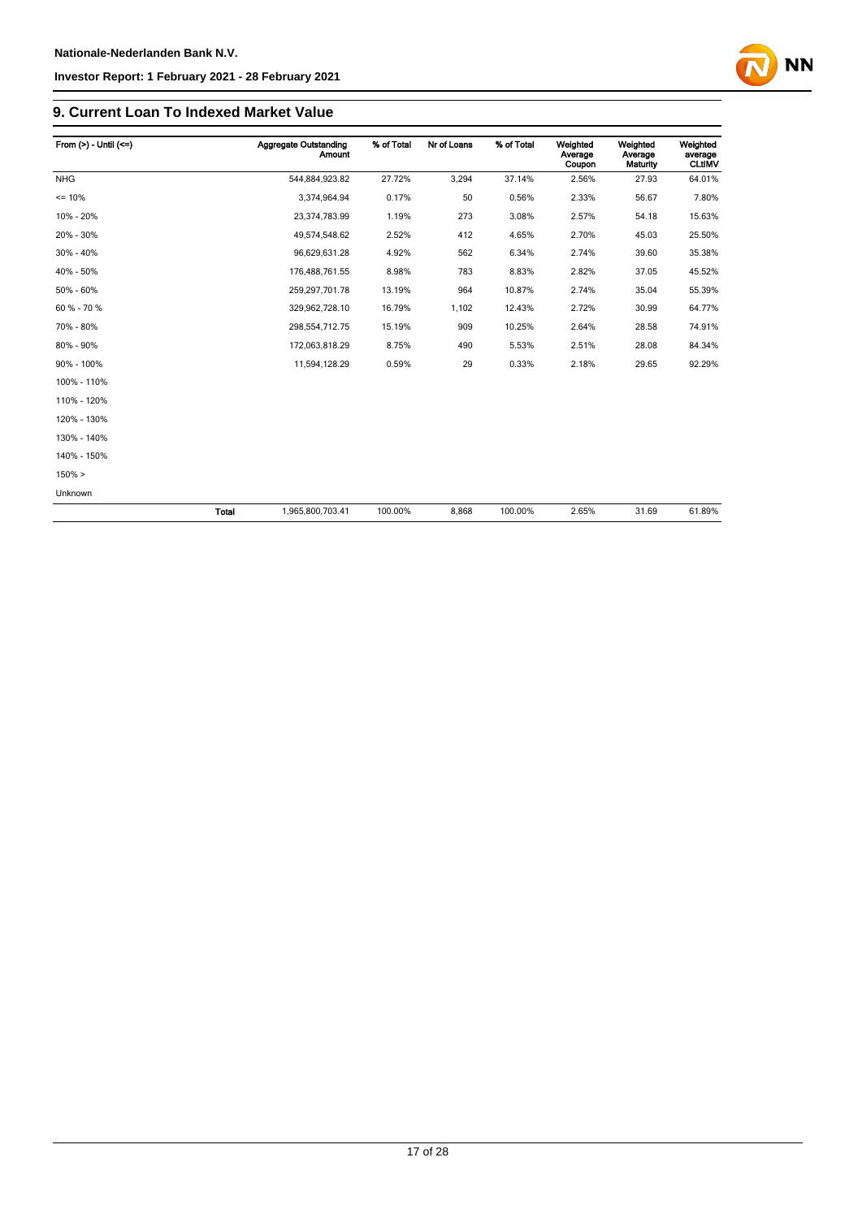## 9. Current Loan To Indexed Market Value

| From (>) - Until (<=) | | Aggregate Outstanding Amount | % of Total | Nr of Loans | % of Total | Weighted Average Coupon | Weighted Average Maturity | Weighted average CLtIMV |
|---|---|---|---|---|---|---|---|---|
| NHG | | 544,884,923.82 | 27.72% | 3,294 | 37.14% | 2.56% | 27.93 | 64.01% |
| <= 10% | | 3,374,964.94 | 0.17% | 50 | 0.56% | 2.33% | 56.67 | 7.80% |
| 10% - 20% | | 23,374,783.99 | 1.19% | 273 | 3.08% | 2.57% | 54.18 | 15.63% |
| 20% - 30% | | 49,574,548.62 | 2.52% | 412 | 4.65% | 2.70% | 45.03 | 25.50% |
| 30% - 40% | | 96,629,631.28 | 4.92% | 562 | 6.34% | 2.74% | 39.60 | 35.38% |
| 40% - 50% | | 176,488,761.55 | 8.98% | 783 | 8.83% | 2.82% | 37.05 | 45.52% |
| 50% - 60% | | 259,297,701.78 | 13.19% | 964 | 10.87% | 2.74% | 35.04 | 55.39% |
| 60 % - 70 % | | 329,962,728.10 | 16.79% | 1,102 | 12.43% | 2.72% | 30.99 | 64.77% |
| 70% - 80% | | 298,554,712.75 | 15.19% | 909 | 10.25% | 2.64% | 28.58 | 74.91% |
| 80% - 90% | | 172,063,818.29 | 8.75% | 490 | 5.53% | 2.51% | 28.08 | 84.34% |
| 90% - 100% | | 11,594,128.29 | 0.59% | 29 | 0.33% | 2.18% | 29.65 | 92.29% |
| 100% - 110% | | | | | | | | |
| 110% - 120% | | | | | | | | |
| 120% - 130% | | | | | | | | |
| 130% - 140% | | | | | | | | |
| 140% - 150% | | | | | | | | |
| 150% > | | | | | | | | |
| Unknown | | | | | | | | |
| | **Total** | 1,965,800,703.41 | 100.00% | 8,868 | 100.00% | 2.65% | 31.69 | 61.89% |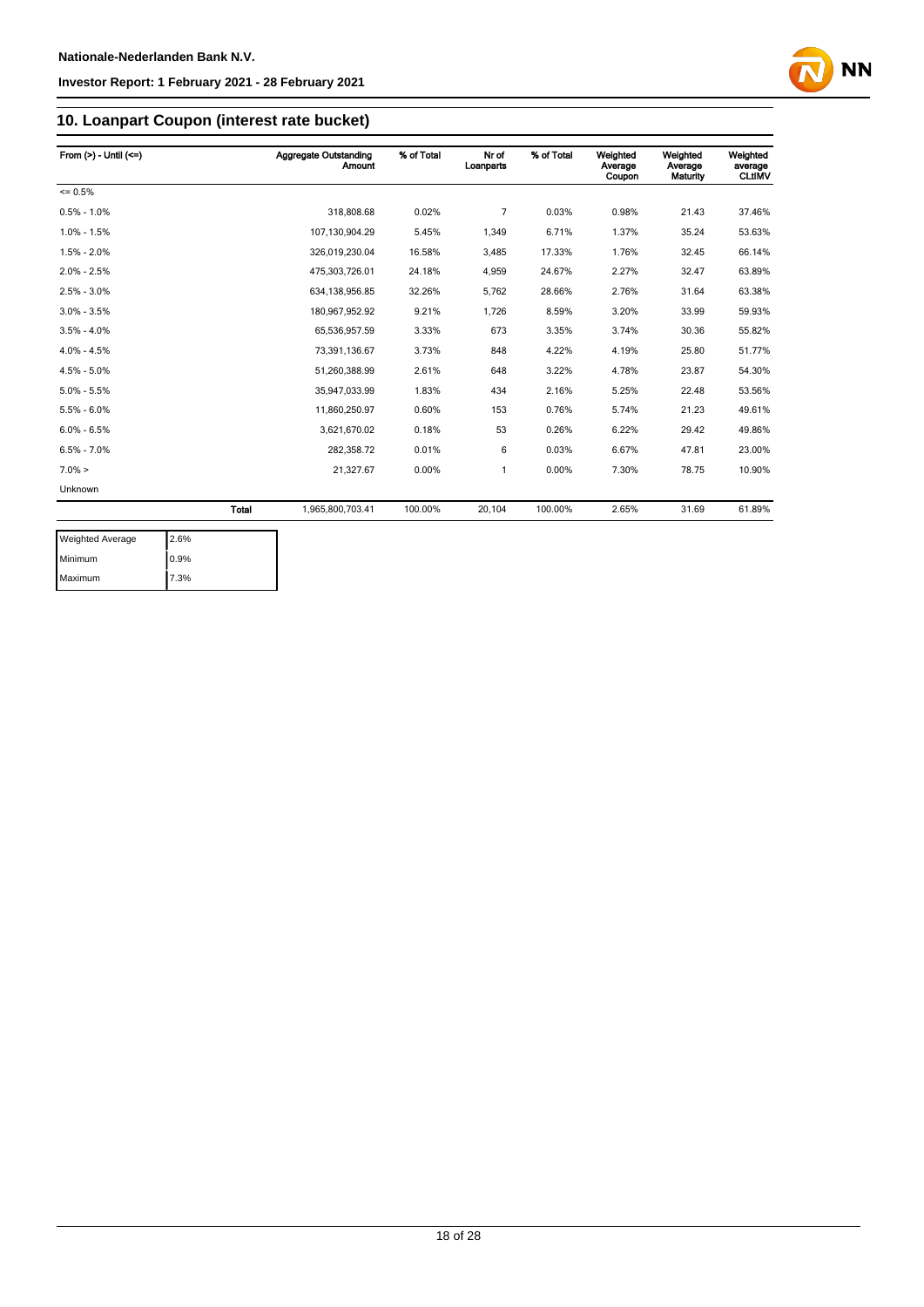## 10. Loanpart Coupon (interest rate bucket)

| From (>) - Until (<=) | | Aggregate Outstanding Amount | % of Total | Nr of Loanparts | % of Total | Weighted Average Coupon | Weighted Average Maturity | Weighted average CLtIMV |
|---|---|---|---|---|---|---|---|---|
| <= 0.5% | | | | | | | | |
| 0.5% - 1.0% | | 318,808.68 | 0.02% | 7 | 0.03% | 0.98% | 21.43 | 37.46% |
| 1.0% - 1.5% | | 107,130,904.29 | 5.45% | 1,349 | 6.71% | 1.37% | 35.24 | 53.63% |
| 1.5% - 2.0% | | 326,019,230.04 | 16.58% | 3,485 | 17.33% | 1.76% | 32.45 | 66.14% |
| 2.0% - 2.5% | | 475,303,726.01 | 24.18% | 4,959 | 24.67% | 2.27% | 32.47 | 63.89% |
| 2.5% - 3.0% | | 634,138,956.85 | 32.26% | 5,762 | 28.66% | 2.76% | 31.64 | 63.38% |
| 3.0% - 3.5% | | 180,967,952.92 | 9.21% | 1,726 | 8.59% | 3.20% | 33.99 | 59.93% |
| 3.5% - 4.0% | | 65,536,957.59 | 3.33% | 673 | 3.35% | 3.74% | 30.36 | 55.82% |
| 4.0% - 4.5% | | 73,391,136.67 | 3.73% | 848 | 4.22% | 4.19% | 25.80 | 51.77% |
| 4.5% - 5.0% | | 51,260,388.99 | 2.61% | 648 | 3.22% | 4.78% | 23.87 | 54.30% |
| 5.0% - 5.5% | | 35,947,033.99 | 1.83% | 434 | 2.16% | 5.25% | 22.48 | 53.56% |
| 5.5% - 6.0% | | 11,860,250.97 | 0.60% | 153 | 0.76% | 5.74% | 21.23 | 49.61% |
| 6.0% - 6.5% | | 3,621,670.02 | 0.18% | 53 | 0.26% | 6.22% | 29.42 | 49.86% |
| 6.5% - 7.0% | | 282,358.72 | 0.01% | 6 | 0.03% | 6.67% | 47.81 | 23.00% |
| 7.0% > | | 21,327.67 | 0.00% | 1 | 0.00% | 7.30% | 78.75 | 10.90% |
| Unknown | | | | | | | | |
| | Total | 1,965,800,703.41 | 100.00% | 20,104 | 100.00% | 2.65% | 31.69 | 61.89% |

| | |
|---|---|
| Weighted Average | 2.6% |
| Minimum | 0.9% |
| Maximum | 7.3% |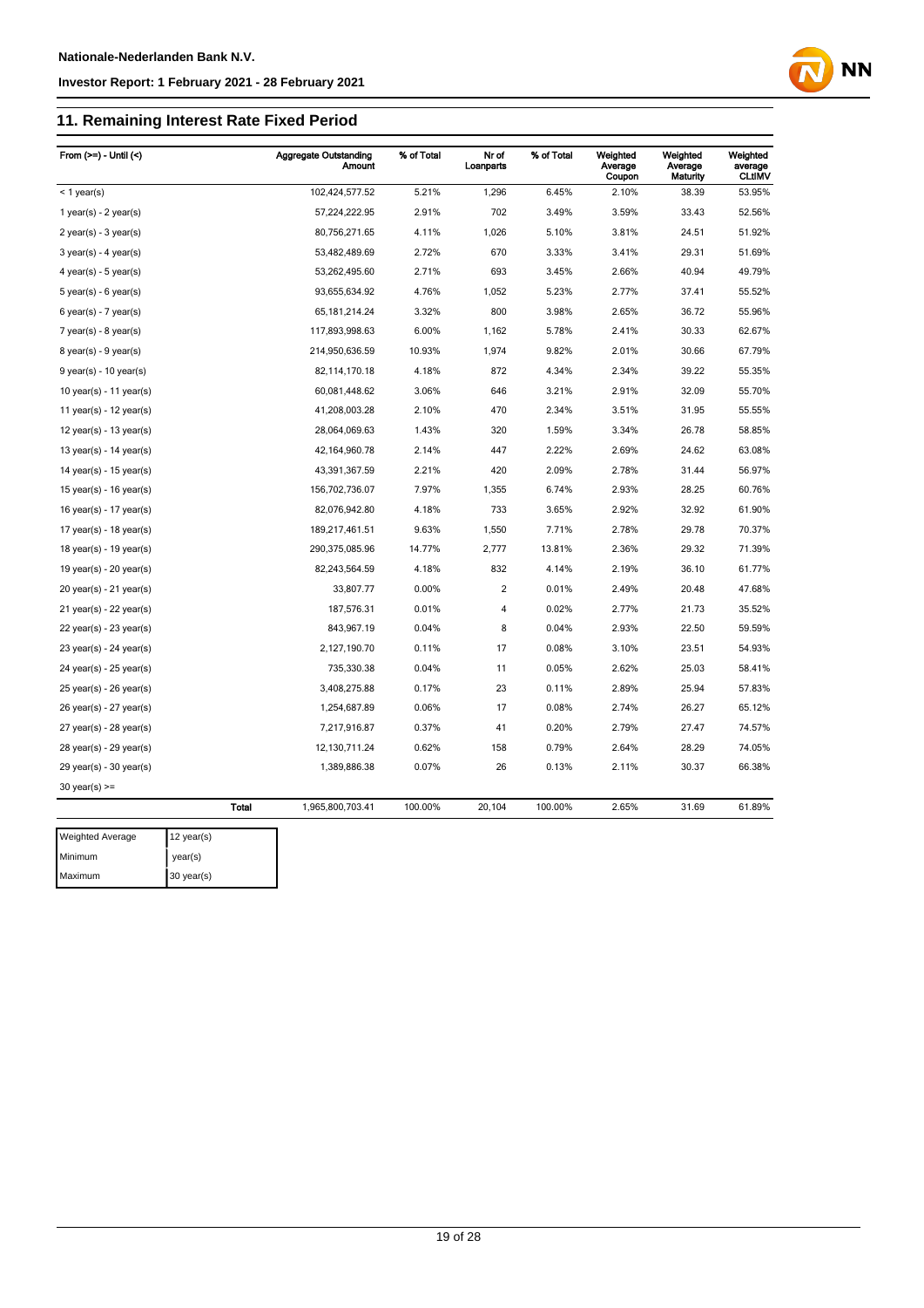## 11. Remaining Interest Rate Fixed Period

| From (>=) - Until (<) | Aggregate Outstanding Amount | % of Total | Nr of Loanparts | % of Total | Weighted Average Coupon | Weighted Average Maturity | Weighted average CLtIMV |
|---|---|---|---|---|---|---|---|
| < 1 year(s) | 102,424,577.52 | 5.21% | 1,296 | 6.45% | 2.10% | 38.39 | 53.95% |
| 1 year(s) - 2 year(s) | 57,224,222.95 | 2.91% | 702 | 3.49% | 3.59% | 33.43 | 52.56% |
| 2 year(s) - 3 year(s) | 80,756,271.65 | 4.11% | 1,026 | 5.10% | 3.81% | 24.51 | 51.92% |
| 3 year(s) - 4 year(s) | 53,482,489.69 | 2.72% | 670 | 3.33% | 3.41% | 29.31 | 51.69% |
| 4 year(s) - 5 year(s) | 53,262,495.60 | 2.71% | 693 | 3.45% | 2.66% | 40.94 | 49.79% |
| 5 year(s) - 6 year(s) | 93,655,634.92 | 4.76% | 1,052 | 5.23% | 2.77% | 37.41 | 55.52% |
| 6 year(s) - 7 year(s) | 65,181,214.24 | 3.32% | 800 | 3.98% | 2.65% | 36.72 | 55.96% |
| 7 year(s) - 8 year(s) | 117,893,998.63 | 6.00% | 1,162 | 5.78% | 2.41% | 30.33 | 62.67% |
| 8 year(s) - 9 year(s) | 214,950,636.59 | 10.93% | 1,974 | 9.82% | 2.01% | 30.66 | 67.79% |
| 9 year(s) - 10 year(s) | 82,114,170.18 | 4.18% | 872 | 4.34% | 2.34% | 39.22 | 55.35% |
| 10 year(s) - 11 year(s) | 60,081,448.62 | 3.06% | 646 | 3.21% | 2.91% | 32.09 | 55.70% |
| 11 year(s) - 12 year(s) | 41,208,003.28 | 2.10% | 470 | 2.34% | 3.51% | 31.95 | 55.55% |
| 12 year(s) - 13 year(s) | 28,064,069.63 | 1.43% | 320 | 1.59% | 3.34% | 26.78 | 58.85% |
| 13 year(s) - 14 year(s) | 42,164,960.78 | 2.14% | 447 | 2.22% | 2.69% | 24.62 | 63.08% |
| 14 year(s) - 15 year(s) | 43,391,367.59 | 2.21% | 420 | 2.09% | 2.78% | 31.44 | 56.97% |
| 15 year(s) - 16 year(s) | 156,702,736.07 | 7.97% | 1,355 | 6.74% | 2.93% | 28.25 | 60.76% |
| 16 year(s) - 17 year(s) | 82,076,942.80 | 4.18% | 733 | 3.65% | 2.92% | 32.92 | 61.90% |
| 17 year(s) - 18 year(s) | 189,217,461.51 | 9.63% | 1,550 | 7.71% | 2.78% | 29.78 | 70.37% |
| 18 year(s) - 19 year(s) | 290,375,085.96 | 14.77% | 2,777 | 13.81% | 2.36% | 29.32 | 71.39% |
| 19 year(s) - 20 year(s) | 82,243,564.59 | 4.18% | 832 | 4.14% | 2.19% | 36.10 | 61.77% |
| 20 year(s) - 21 year(s) | 33,807.77 | 0.00% | 2 | 0.01% | 2.49% | 20.48 | 47.68% |
| 21 year(s) - 22 year(s) | 187,576.31 | 0.01% | 4 | 0.02% | 2.77% | 21.73 | 35.52% |
| 22 year(s) - 23 year(s) | 843,967.19 | 0.04% | 8 | 0.04% | 2.93% | 22.50 | 59.59% |
| 23 year(s) - 24 year(s) | 2,127,190.70 | 0.11% | 17 | 0.08% | 3.10% | 23.51 | 54.93% |
| 24 year(s) - 25 year(s) | 735,330.38 | 0.04% | 11 | 0.05% | 2.62% | 25.03 | 58.41% |
| 25 year(s) - 26 year(s) | 3,408,275.88 | 0.17% | 23 | 0.11% | 2.89% | 25.94 | 57.83% |
| 26 year(s) - 27 year(s) | 1,254,687.89 | 0.06% | 17 | 0.08% | 2.74% | 26.27 | 65.12% |
| 27 year(s) - 28 year(s) | 7,217,916.87 | 0.37% | 41 | 0.20% | 2.79% | 27.47 | 74.57% |
| 28 year(s) - 29 year(s) | 12,130,711.24 | 0.62% | 158 | 0.79% | 2.64% | 28.29 | 74.05% |
| 29 year(s) - 30 year(s) | 1,389,886.38 | 0.07% | 26 | 0.13% | 2.11% | 30.37 | 66.38% |
| 30 year(s) >= | | | | | | | |
| Total | 1,965,800,703.41 | 100.00% | 20,104 | 100.00% | 2.65% | 31.69 | 61.89% |

| | |
|---|---|
| Weighted Average | 12 year(s) |
| Minimum | year(s) |
| Maximum | 30 year(s) |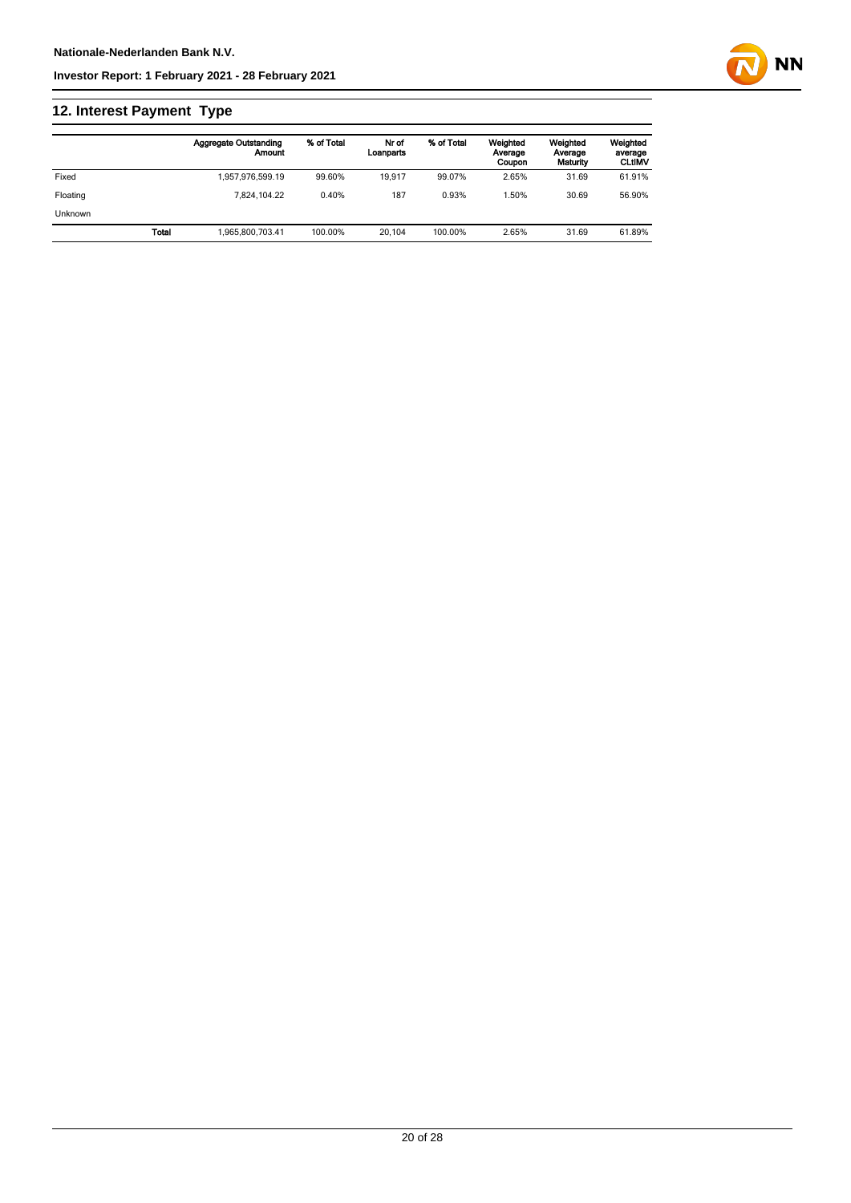## 12. Interest Payment Type

| | Aggregate Outstanding Amount | % of Total | Nr of Loanparts | % of Total | Weighted Average Coupon | Weighted Average Maturity | Weighted average CLtIMV |
|---|---|---|---|---|---|---|---|
| Fixed | 1,957,976,599.19 | 99.60% | 19,917 | 99.07% | 2.65% | 31.69 | 61.91% |
| Floating | 7,824,104.22 | 0.40% | 187 | 0.93% | 1.50% | 30.69 | 56.90% |
| Unknown | | | | | | | |
| Total | 1,965,800,703.41 | 100.00% | 20,104 | 100.00% | 2.65% | 31.69 | 61.89% |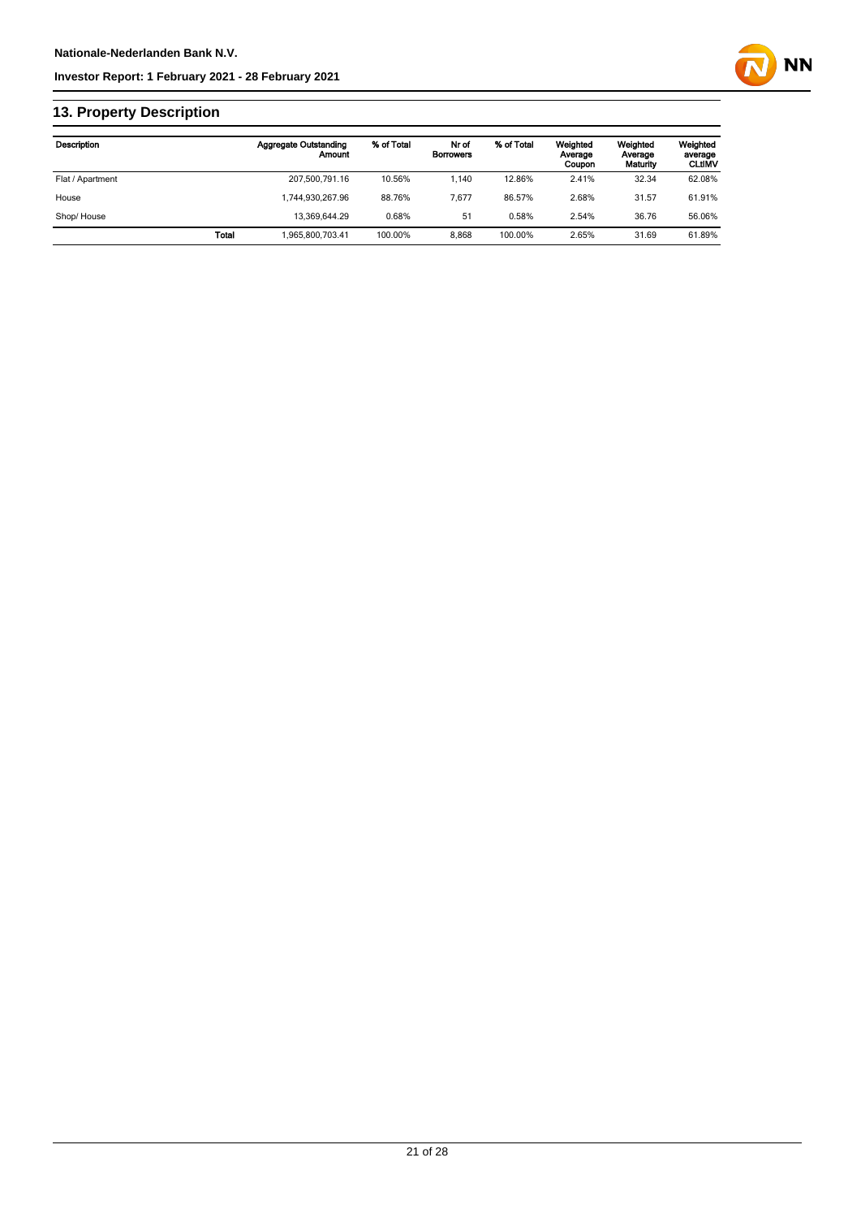## 13. Property Description

| Description | | Aggregate Outstanding Amount | % of Total | Nr of Borrowers | % of Total | Weighted Average Coupon | Weighted Average Maturity | Weighted average CLtIMV |
|---|---|---|---|---|---|---|---|---|
| Flat / Apartment | | 207,500,791.16 | 10.56% | 1,140 | 12.86% | 2.41% | 32.34 | 62.08% |
| House | | 1,744,930,267.96 | 88.76% | 7,677 | 86.57% | 2.68% | 31.57 | 61.91% |
| Shop/ House | | 13,369,644.29 | 0.68% | 51 | 0.58% | 2.54% | 36.76 | 56.06% |
| | **Total** | 1,965,800,703.41 | 100.00% | 8,868 | 100.00% | 2.65% | 31.69 | 61.89% |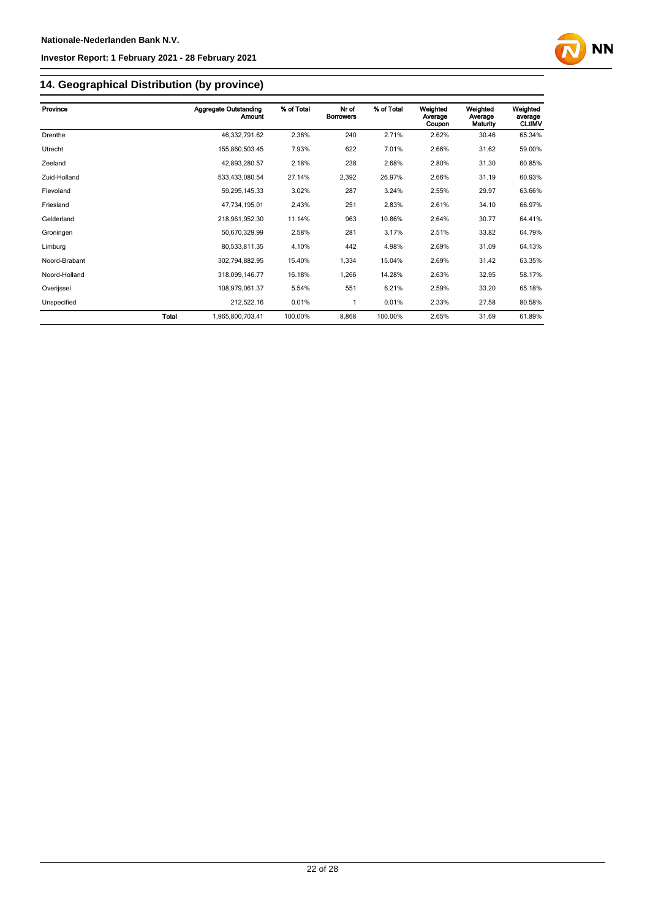## 14. Geographical Distribution (by province)

| Province | | Aggregate Outstanding Amount | % of Total | Nr of Borrowers | % of Total | Weighted Average Coupon | Weighted Average Maturity | Weighted average CLtIMV |
|---|---|---|---|---|---|---|---|---|
| Drenthe | | 46,332,791.62 | 2.36% | 240 | 2.71% | 2.62% | 30.46 | 65.34% |
| Utrecht | | 155,860,503.45 | 7.93% | 622 | 7.01% | 2.66% | 31.62 | 59.00% |
| Zeeland | | 42,893,280.57 | 2.18% | 238 | 2.68% | 2.80% | 31.30 | 60.85% |
| Zuid-Holland | | 533,433,080.54 | 27.14% | 2,392 | 26.97% | 2.66% | 31.19 | 60.93% |
| Flevoland | | 59,295,145.33 | 3.02% | 287 | 3.24% | 2.55% | 29.97 | 63.66% |
| Friesland | | 47,734,195.01 | 2.43% | 251 | 2.83% | 2.61% | 34.10 | 66.97% |
| Gelderland | | 218,961,952.30 | 11.14% | 963 | 10.86% | 2.64% | 30.77 | 64.41% |
| Groningen | | 50,670,329.99 | 2.58% | 281 | 3.17% | 2.51% | 33.82 | 64.79% |
| Limburg | | 80,533,811.35 | 4.10% | 442 | 4.98% | 2.69% | 31.09 | 64.13% |
| Noord-Brabant | | 302,794,882.95 | 15.40% | 1,334 | 15.04% | 2.69% | 31.42 | 63.35% |
| Noord-Holland | | 318,099,146.77 | 16.18% | 1,266 | 14.28% | 2.63% | 32.95 | 58.17% |
| Overijssel | | 108,979,061.37 | 5.54% | 551 | 6.21% | 2.59% | 33.20 | 65.18% |
| Unspecified | | 212,522.16 | 0.01% | 1 | 0.01% | 2.33% | 27.58 | 80.58% |
| | **Total** | 1,965,800,703.41 | 100.00% | 8,868 | 100.00% | 2.65% | 31.69 | 61.89% |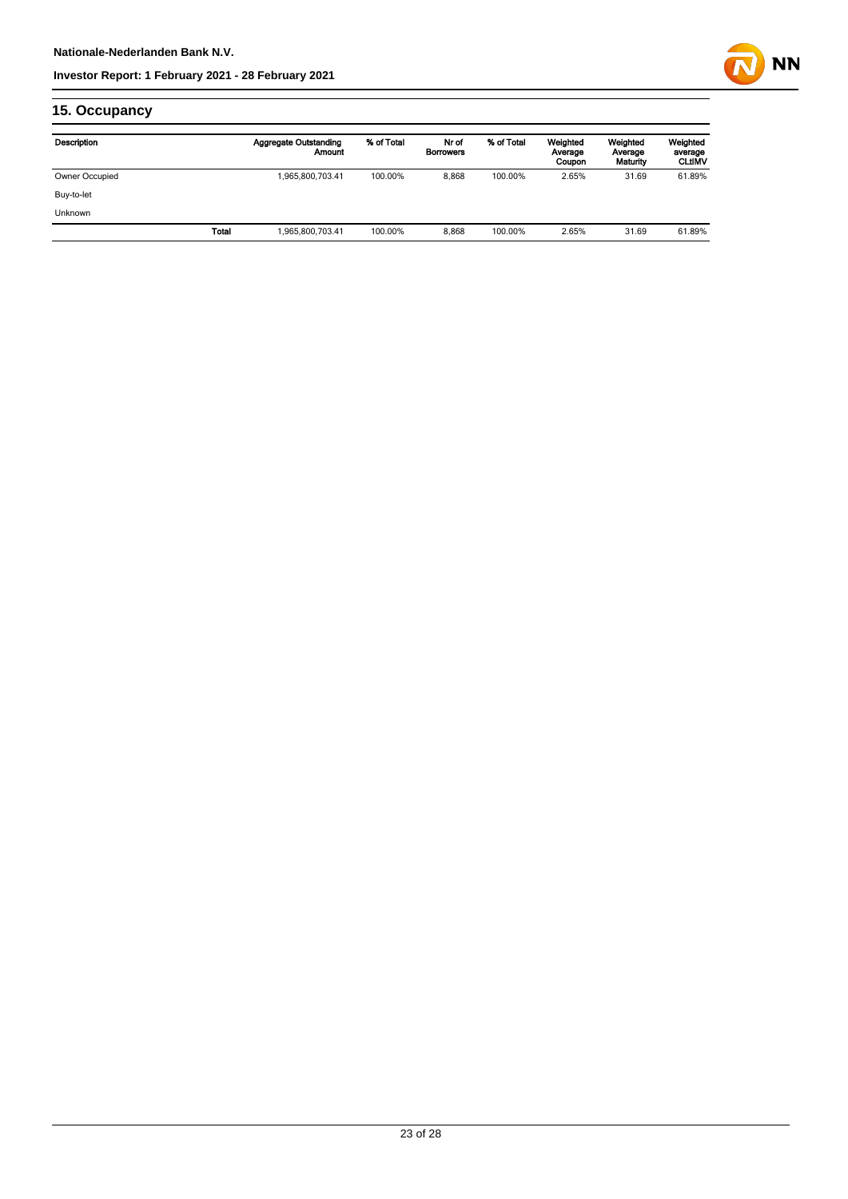## 15. Occupancy

| Description | | Aggregate Outstanding Amount | % of Total | Nr of Borrowers | % of Total | Weighted Average Coupon | Weighted Average Maturity | Weighted average CLtIMV |
|---|---|---|---|---|---|---|---|---|
| Owner Occupied | | 1,965,800,703.41 | 100.00% | 8,868 | 100.00% | 2.65% | 31.69 | 61.89% |
| Buy-to-let | | | | | | | | |
| Unknown | | | | | | | | |
| | Total | 1,965,800,703.41 | 100.00% | 8,868 | 100.00% | 2.65% | 31.69 | 61.89% |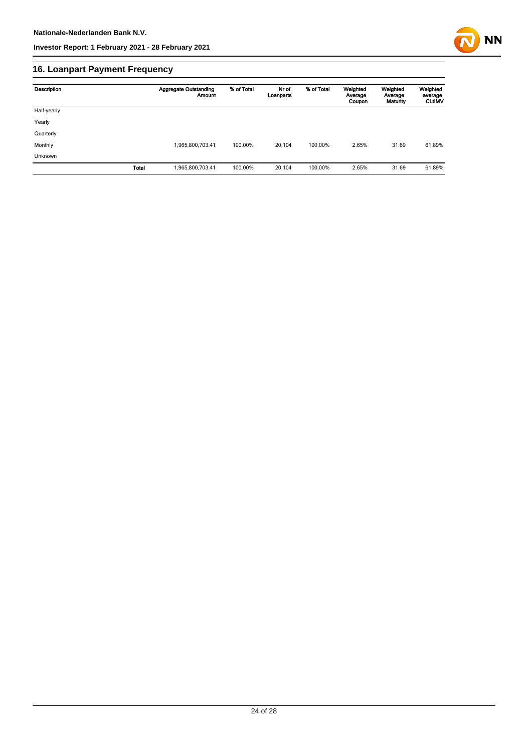## 16. Loanpart Payment Frequency

| Description | | Aggregate Outstanding Amount | % of Total | Nr of Loanparts | % of Total | Weighted Average Coupon | Weighted Average Maturity | Weighted average CLtIMV |
|---|---|---|---|---|---|---|---|---|
| Half-yearly | | | | | | | | |
| Yearly | | | | | | | | |
| Quarterly | | | | | | | | |
| Monthly | | 1,965,800,703.41 | 100.00% | 20,104 | 100.00% | 2.65% | 31.69 | 61.89% |
| Unknown | | | | | | | | |
| | **Total** | 1,965,800,703.41 | 100.00% | 20,104 | 100.00% | 2.65% | 31.69 | 61.89% |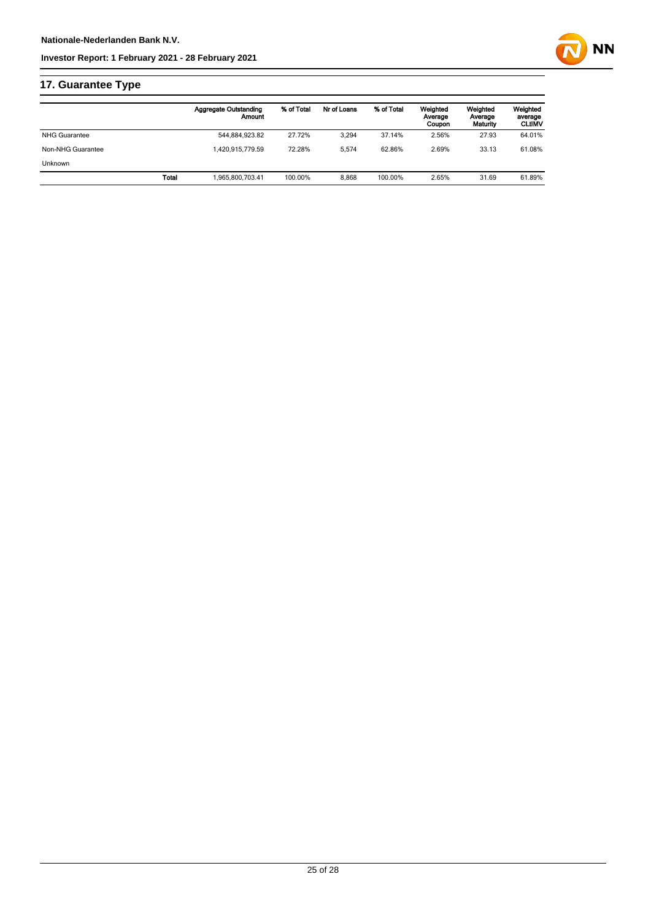## 17. Guarantee Type

| | | Aggregate Outstanding Amount | % of Total | Nr of Loans | % of Total | Weighted Average Coupon | Weighted Average Maturity | Weighted average CLtIMV |
|---|---|---|---|---|---|---|---|---|
| NHG Guarantee | | 544,884,923.82 | 27.72% | 3,294 | 37.14% | 2.56% | 27.93 | 64.01% |
| Non-NHG Guarantee | | 1,420,915,779.59 | 72.28% | 5,574 | 62.86% | 2.69% | 33.13 | 61.08% |
| Unknown | | | | | | | | |
| | **Total** | 1,965,800,703.41 | 100.00% | 8,868 | 100.00% | 2.65% | 31.69 | 61.89% |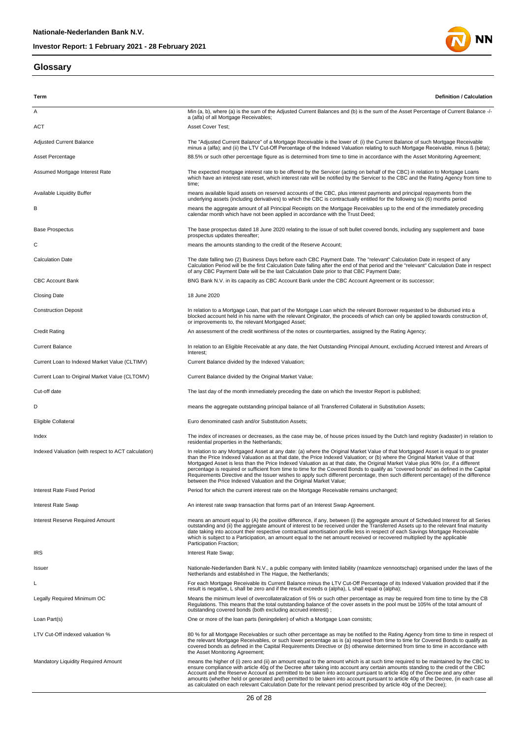## Glossary

| Term | Definition / Calculation |
|---|---|
| A | Min (a, b), where (a) is the sum of the Adjusted Current Balances and (b) is the sum of the Asset Percentage of Current Balance -/- a (alfa) of all Mortgage Receivables; |
| ACT | Asset Cover Test; |
| Adjusted Current Balance | The "Adjusted Current Balance" of a Mortgage Receivable is the lower of: (i) the Current Balance of such Mortgage Receivable minus a (alfa); and (ii) the LTV Cut-Off Percentage of the Indexed Valuation relating to such Mortgage Receivable, minus ß (bèta); |
| Asset Percentage | 88.5% or such other percentage figure as is determined from time to time in accordance with the Asset Monitoring Agreement; |
| Assumed Mortgage Interest Rate | The expected mortgage interest rate to be offered by the Servicer (acting on behalf of the CBC) in relation to Mortgage Loans which have an interest rate reset, which interest rate will be notified by the Servicer to the CBC and the Rating Agency from time to time; |
| Available Liquidity Buffer | means available liquid assets on reserved accounts of the CBC, plus interest payments and principal repayments from the underlying assets (including derivatives) to which the CBC is contractually entitled for the following six (6) months period |
| B | means the aggregate amount of all Principal Receipts on the Mortgage Receivables up to the end of the immediately preceding calendar month which have not been applied in accordance with the Trust Deed; |
| Base Prospectus | The base prospectus dated 18 June 2020 relating to the issue of soft bullet covered bonds, including any supplement and base prospectus updates thereafter; |
| C | means the amounts standing to the credit of the Reserve Account; |
| Calculation Date | The date falling two (2) Business Days before each CBC Payment Date. The "relevant" Calculation Date in respect of any Calculation Period will be the first Calculation Date falling after the end of that period and the "relevant" Calculation Date in respect of any CBC Payment Date will be the last Calculation Date prior to that CBC Payment Date; |
| CBC Account Bank | BNG Bank N.V. in its capacity as CBC Account Bank under the CBC Account Agreement or its successor; |
| Closing Date | 18 June 2020 |
| Construction Deposit | In relation to a Mortgage Loan, that part of the Mortgage Loan which the relevant Borrower requested to be disbursed into a blocked account held in his name with the relevant Originator, the proceeds of which can only be applied towards construction of, or improvements to, the relevant Mortgaged Asset; |
| Credit Rating | An assessment of the credit worthiness of the notes or counterparties, assigned by the Rating Agency; |
| Current Balance | In relation to an Eligible Receivable at any date, the Net Outstanding Principal Amount, excluding Accrued Interest and Arrears of Interest; |
| Current Loan to Indexed Market Value (CLTIMV) | Current Balance divided by the Indexed Valuation; |
| Current Loan to Original Market Value (CLTOMV) | Current Balance divided by the Original Market Value; |
| Cut-off date | The last day of the month immediately preceding the date on which the Investor Report is published; |
| D | means the aggregate outstanding principal balance of all Transferred Collateral in Substitution Assets; |
| Eligible Collateral | Euro denominated cash and/or Substitution Assets; |
| Index | The index of increases or decreases, as the case may be, of house prices issued by the Dutch land registry (kadaster) in relation to residential properties in the Netherlands; |
| Indexed Valuation (with respect to ACT calculation) | In relation to any Mortgaged Asset at any date: (a) where the Original Market Value of that Mortgaged Asset is equal to or greater than the Price Indexed Valuation as at that date, the Price Indexed Valuation; or (b) where the Original Market Value of that Mortgaged Asset is less than the Price Indexed Valuation as at that date, the Original Market Value plus 90% (or, if a different percentage is required or sufficient from time to time for the Covered Bonds to qualify as "covered bonds" as defined in the Capital Requirements Directive and the Issuer wishes to apply such different percentage, then such different percentage) of the difference between the Price Indexed Valuation and the Original Market Value; |
| Interest Rate Fixed Period | Period for which the current interest rate on the Mortgage Receivable remains unchanged; |
| Interest Rate Swap | An interest rate swap transaction that forms part of an Interest Swap Agreement. |
| Interest Reserve Required Amount | means an amount equal to (A) the positive difference, if any, between (i) the aggregate amount of Scheduled Interest for all Series outstanding and (ii) the aggregate amount of interest to be received under the Transferred Assets up to the relevant final maturity date taking into account their respective contractual amortisation profile less in respect of each Savings Mortgage Receivable which is subject to a Participation, an amount equal to the net amount received or recovered multiplied by the applicable Participation Fraction; |
| IRS | Interest Rate Swap; |
| Issuer | Nationale-Nederlanden Bank N.V., a public company with limited liability (naamloze vennootschap) organised under the laws of the Netherlands and established in The Hague, the Netherlands; |
| L | For each Mortgage Receivable its Current Balance minus the LTV Cut-Off Percentage of its Indexed Valuation provided that if the result is negative, L shall be zero and if the result exceeds α (alpha), L shall equal α (alpha); |
| Legally Required Minimum OC | Means the minimum level of overcollateralization of 5% or such other percentage as may be required from time to time by the CB Regulations. This means that the total outstanding balance of the cover assets in the pool must be 105% of the total amount of outstanding covered bonds (both excluding accrued interest) ; |
| Loan Part(s) | One or more of the loan parts (leningdelen) of which a Mortgage Loan consists; |
| LTV Cut-Off indexed valuation % | 80 % for all Mortgage Receivables or such other percentage as may be notified to the Rating Agency from time to time in respect of the relevant Mortgage Receivables, or such lower percentage as is (a) required from time to time for Covered Bonds to qualify as covered bonds as defined in the Capital Requirements Directive or (b) otherwise determined from time to time in accordance with the Asset Monitoring Agreement; |
| Mandatory Liquidity Required Amount | means the higher of (i) zero and (ii) an amount equal to the amount which is at such time required to be maintained by the CBC to ensure compliance with article 40g of the Decree after taking into account any certain amounts standing to the credit of the CBC Account and the Reserve Account as permitted to be taken into account pursuant to article 40g of the Decree and any other amounts (whether held or generated and) permitted to be taken into account pursuant to article 40g of the Decree, (in each case all as calculated on each relevant Calculation Date for the relevant period prescribed by article 40g of the Decree); |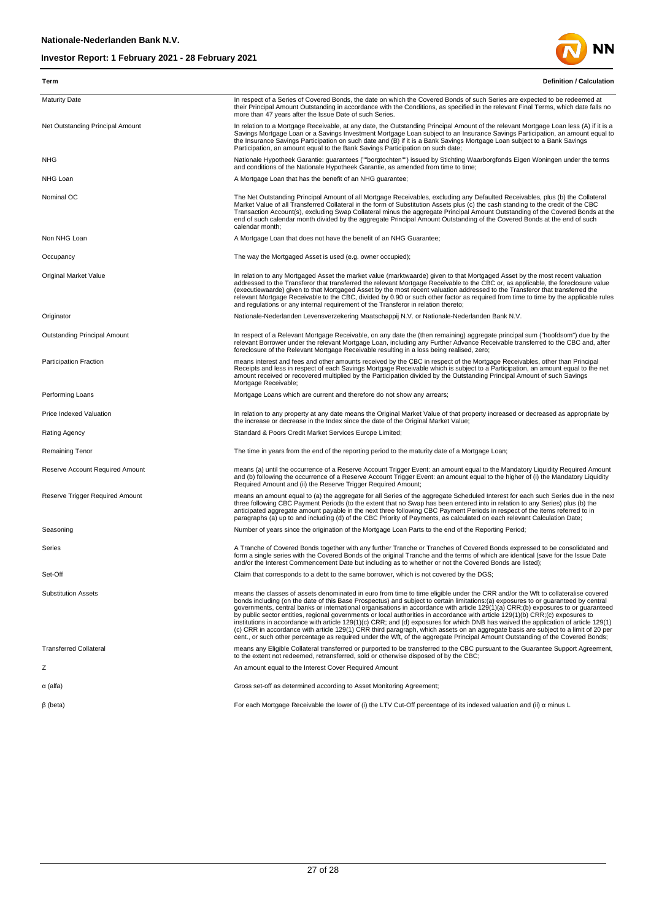| Term | Definition / Calculation |
| --- | --- |
| Maturity Date | In respect of a Series of Covered Bonds, the date on which the Covered Bonds of such Series are expected to be redeemed at their Principal Amount Outstanding in accordance with the Conditions, as specified in the relevant Final Terms, which date falls no more than 47 years after the Issue Date of such Series. |
| Net Outstanding Principal Amount | In relation to a Mortgage Receivable, at any date, the Outstanding Principal Amount of the relevant Mortgage Loan less (A) if it is a Savings Mortgage Loan or a Savings Investment Mortgage Loan subject to an Insurance Savings Participation, an amount equal to the Insurance Savings Participation on such date and (B) if it is a Bank Savings Mortgage Loan subject to a Bank Savings Participation, an amount equal to the Bank Savings Participation on such date; |
| NHG | Nationale Hypotheek Garantie: guarantees (""borgtochten"") issued by Stichting Waarborgfonds Eigen Woningen under the terms and conditions of the Nationale Hypotheek Garantie, as amended from time to time; |
| NHG Loan | A Mortgage Loan that has the benefit of an NHG guarantee; |
| Nominal OC | The Net Outstanding Principal Amount of all Mortgage Receivables, excluding any Defaulted Receivables, plus (b) the Collateral Market Value of all Transferred Collateral in the form of Substitution Assets plus (c) the cash standing to the credit of the CBC Transaction Account(s), excluding Swap Collateral minus the aggregate Principal Amount Outstanding of the Covered Bonds at the end of such calendar month divided by the aggregate Principal Amount Outstanding of the Covered Bonds at the end of such calendar month; |
| Non NHG Loan | A Mortgage Loan that does not have the benefit of an NHG Guarantee; |
| Occupancy | The way the Mortgaged Asset is used (e.g. owner occupied); |
| Original Market Value | In relation to any Mortgaged Asset the market value (marktwaarde) given to that Mortgaged Asset by the most recent valuation addressed to the Transferor that transferred the relevant Mortgage Receivable to the CBC or, as applicable, the foreclosure value (executiewaarde) given to that Mortgaged Asset by the most recent valuation addressed to the Transferor that transferred the relevant Mortgage Receivable to the CBC, divided by 0.90 or such other factor as required from time to time by the applicable rules and regulations or any internal requirement of the Transferor in relation thereto; |
| Originator | Nationale-Nederlanden Levensverzekering Maatschappij N.V. or Nationale-Nederlanden Bank N.V. |
| Outstanding Principal Amount | In respect of a Relevant Mortgage Receivable, on any date the (then remaining) aggregate principal sum ("hoofdsom") due by the relevant Borrower under the relevant Mortgage Loan, including any Further Advance Receivable transferred to the CBC and, after foreclosure of the Relevant Mortgage Receivable resulting in a loss being realised, zero; |
| Participation Fraction | means interest and fees and other amounts received by the CBC in respect of the Mortgage Receivables, other than Principal Receipts and less in respect of each Savings Mortgage Receivable which is subject to a Participation, an amount equal to the net amount received or recovered multiplied by the Participation divided by the Outstanding Principal Amount of such Savings Mortgage Receivable; |
| Performing Loans | Mortgage Loans which are current and therefore do not show any arrears; |
| Price Indexed Valuation | In relation to any property at any date means the Original Market Value of that property increased or decreased as appropriate by the increase or decrease in the Index since the date of the Original Market Value; |
| Rating Agency | Standard & Poors Credit Market Services Europe Limited; |
| Remaining Tenor | The time in years from the end of the reporting period to the maturity date of a Mortgage Loan; |
| Reserve Account Required Amount | means (a) until the occurrence of a Reserve Account Trigger Event: an amount equal to the Mandatory Liquidity Required Amount and (b) following the occurrence of a Reserve Account Trigger Event: an amount equal to the higher of (i) the Mandatory Liquidity Required Amount and (ii) the Reserve Trigger Required Amount; |
| Reserve Trigger Required Amount | means an amount equal to (a) the aggregate for all Series of the aggregate Scheduled Interest for each such Series due in the next three following CBC Payment Periods (to the extent that no Swap has been entered into in relation to any Series) plus (b) the anticipated aggregate amount payable in the next three following CBC Payment Periods in respect of the items referred to in paragraphs (a) up to and including (d) of the CBC Priority of Payments, as calculated on each relevant Calculation Date; |
| Seasoning | Number of years since the origination of the Mortgage Loan Parts to the end of the Reporting Period; |
| Series | A Tranche of Covered Bonds together with any further Tranche or Tranches of Covered Bonds expressed to be consolidated and form a single series with the Covered Bonds of the original Tranche and the terms of which are identical (save for the Issue Date and/or the Interest Commencement Date but including as to whether or not the Covered Bonds are listed); |
| Set-Off | Claim that corresponds to a debt to the same borrower, which is not covered by the DGS; |
| Substitution Assets | means the classes of assets denominated in euro from time to time eligible under the CRR and/or the Wft to collateralise covered bonds including (on the date of this Base Prospectus) and subject to certain limitations:(a) exposures to or guaranteed by central governments, central banks or international organisations in accordance with article 129(1)(a) CRR;(b) exposures to or guaranteed by public sector entities, regional governments or local authorities in accordance with article 129(1)(b) CRR;(c) exposures to institutions in accordance with article 129(1)(c) CRR; and (d) exposures for which DNB has waived the application of article 129(1)(c) CRR in accordance with article 129(1) CRR third paragraph, which assets on an aggregate basis are subject to a limit of 20 per cent., or such other percentage as required under the Wft, of the aggregate Principal Amount Outstanding of the Covered Bonds; |
| Transferred Collateral | means any Eligible Collateral transferred or purported to be transferred to the CBC pursuant to the Guarantee Support Agreement, to the extent not redeemed, retransferred, sold or otherwise disposed of by the CBC; |
| Z | An amount equal to the Interest Cover Required Amount |
| α (alfa) | Gross set-off as determined according to Asset Monitoring Agreement; |
| β (beta) | For each Mortgage Receivable the lower of (i) the LTV Cut-Off percentage of its indexed valuation and (ii) α minus L |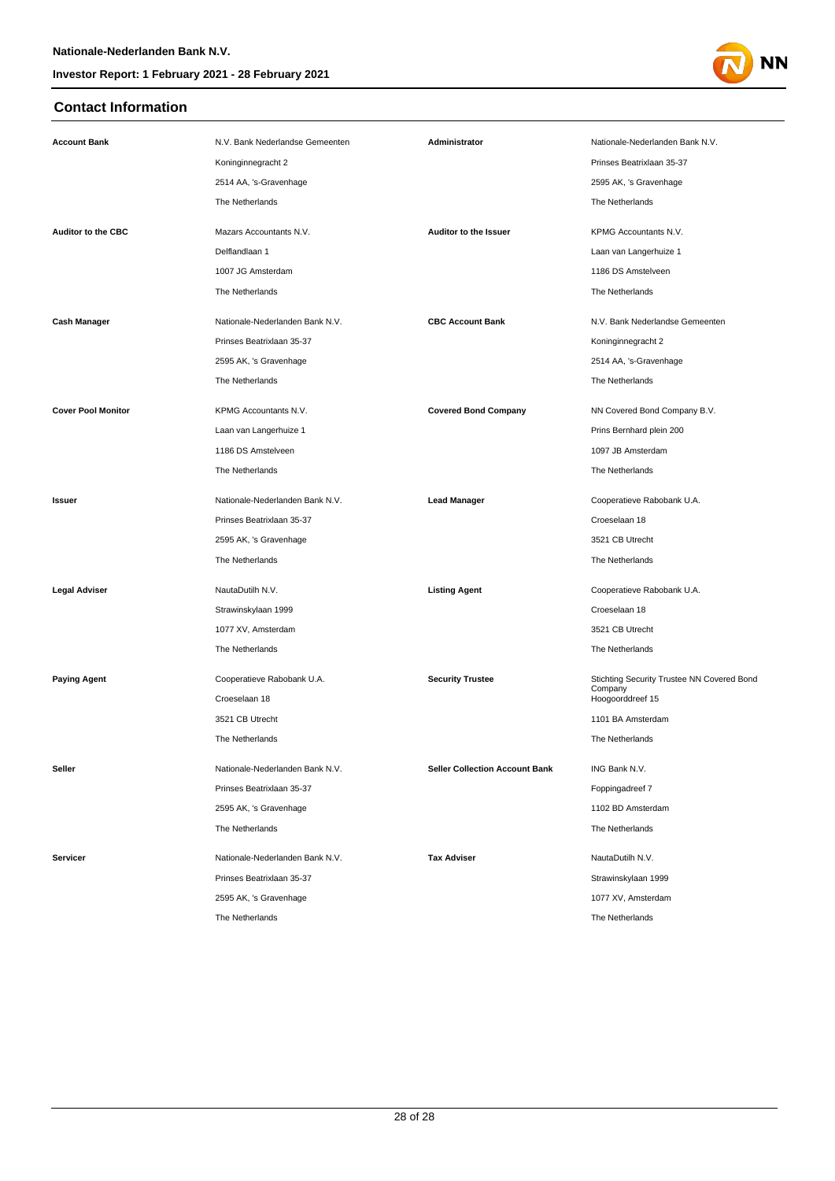## Contact Information

| | | | |
|---|---|---|---|
| **Account Bank** | N.V. Bank Nederlandse Gemeenten<br>Koninginnegracht 2<br>2514 AA, 's-Gravenhage<br>The Netherlands | **Administrator** | Nationale-Nederlanden Bank N.V.<br>Prinses Beatrixlaan 35-37<br>2595 AK, 's Gravenhage<br>The Netherlands |
| **Auditor to the CBC** | Mazars Accountants N.V.<br>Delflandlaan 1<br>1007 JG Amsterdam<br>The Netherlands | **Auditor to the Issuer** | KPMG Accountants N.V.<br>Laan van Langerhuize 1<br>1186 DS Amstelveen<br>The Netherlands |
| **Cash Manager** | Nationale-Nederlanden Bank N.V.<br>Prinses Beatrixlaan 35-37<br>2595 AK, 's Gravenhage<br>The Netherlands | **CBC Account Bank** | N.V. Bank Nederlandse Gemeenten<br>Koninginnegracht 2<br>2514 AA, 's-Gravenhage<br>The Netherlands |
| **Cover Pool Monitor** | KPMG Accountants N.V.<br>Laan van Langerhuize 1<br>1186 DS Amstelveen<br>The Netherlands | **Covered Bond Company** | NN Covered Bond Company B.V.<br>Prins Bernhard plein 200<br>1097 JB Amsterdam<br>The Netherlands |
| **Issuer** | Nationale-Nederlanden Bank N.V.<br>Prinses Beatrixlaan 35-37<br>2595 AK, 's Gravenhage<br>The Netherlands | **Lead Manager** | Cooperatieve Rabobank U.A.<br>Croeselaan 18<br>3521 CB Utrecht<br>The Netherlands |
| **Legal Adviser** | NautaDutilh N.V.<br>Strawinskylaan 1999<br>1077 XV, Amsterdam<br>The Netherlands | **Listing Agent** | Cooperatieve Rabobank U.A.<br>Croeselaan 18<br>3521 CB Utrecht<br>The Netherlands |
| **Paying Agent** | Cooperatieve Rabobank U.A.<br>Croeselaan 18<br>3521 CB Utrecht<br>The Netherlands | **Security Trustee** | Stichting Security Trustee NN Covered Bond Company<br>Hoogoorddreef 15<br>1101 BA Amsterdam<br>The Netherlands |
| **Seller** | Nationale-Nederlanden Bank N.V.<br>Prinses Beatrixlaan 35-37<br>2595 AK, 's Gravenhage<br>The Netherlands | **Seller Collection Account Bank** | ING Bank N.V.<br>Foppingadreef 7<br>1102 BD Amsterdam<br>The Netherlands |
| **Servicer** | Nationale-Nederlanden Bank N.V.<br>Prinses Beatrixlaan 35-37<br>2595 AK, 's Gravenhage<br>The Netherlands | **Tax Adviser** | NautaDutilh N.V.<br>Strawinskylaan 1999<br>1077 XV, Amsterdam<br>The Netherlands |